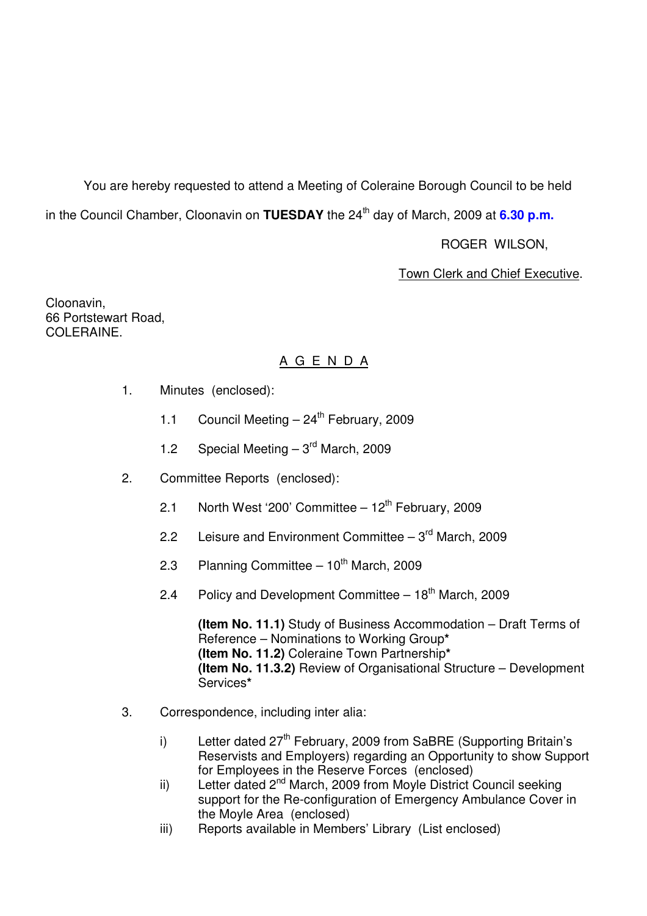You are hereby requested to attend a Meeting of Coleraine Borough Council to be held in the Council Chamber, Cloonavin on **TUESDAY** the 24th day of March, 2009 at **6.30 p.m.**

ROGER WILSON,

Town Clerk and Chief Executive.

Cloonavin,
66 Portstewart Road,
COLERAINE.

## A G E N D A

1. Minutes (enclosed):

   1.1 Council Meeting – 24th February, 2009

   1.2 Special Meeting – 3rd March, 2009

2. Committee Reports (enclosed):

   2.1 North West '200' Committee – 12th February, 2009

   2.2 Leisure and Environment Committee – 3rd March, 2009

   2.3 Planning Committee – 10th March, 2009

   2.4 Policy and Development Committee – 18th March, 2009

   **(Item No. 11.1)** Study of Business Accommodation – Draft Terms of Reference – Nominations to Working Group*
   **(Item No. 11.2)** Coleraine Town Partnership*
   **(Item No. 11.3.2)** Review of Organisational Structure – Development Services*

3. Correspondence, including inter alia:

   i) Letter dated 27th February, 2009 from SaBRE (Supporting Britain's Reservists and Employers) regarding an Opportunity to show Support for Employees in the Reserve Forces (enclosed)
   ii) Letter dated 2nd March, 2009 from Moyle District Council seeking support for the Re-configuration of Emergency Ambulance Cover in the Moyle Area (enclosed)
   iii) Reports available in Members' Library (List enclosed)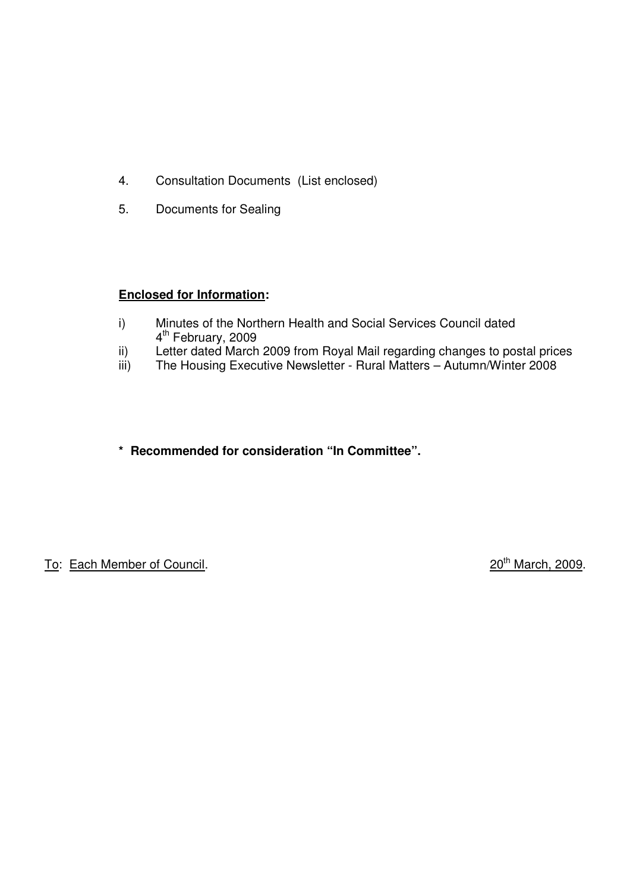4. Consultation Documents (List enclosed)

5. Documents for Sealing

**Enclosed for Information:**

i) Minutes of the Northern Health and Social Services Council dated 4th February, 2009

ii) Letter dated March 2009 from Royal Mail regarding changes to postal prices

iii) The Housing Executive Newsletter - Rural Matters – Autumn/Winter 2008

**\* Recommended for consideration "In Committee".**

To: Each Member of Council. 20th March, 2009.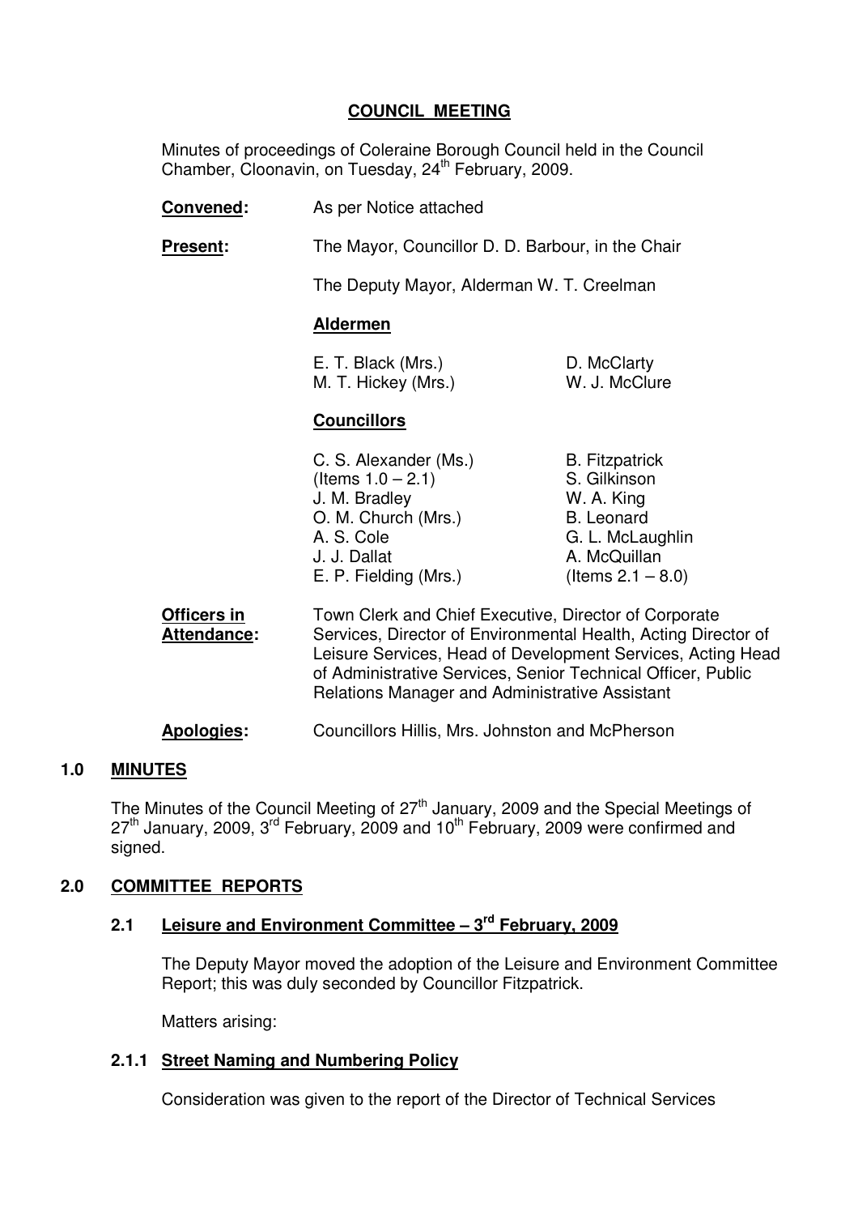**COUNCIL MEETING**

Minutes of proceedings of Coleraine Borough Council held in the Council Chamber, Cloonavin, on Tuesday, 24th February, 2009.

**Convened:** As per Notice attached

**Present:** The Mayor, Councillor D. D. Barbour, in the Chair

The Deputy Mayor, Alderman W. T. Creelman

**Aldermen**

| | |
|---|---|
| E. T. Black (Mrs.) | D. McClarty |
| M. T. Hickey (Mrs.) | W. J. McClure |

**Councillors**

| | |
|---|---|
| C. S. Alexander (Ms.) (Items 1.0 – 2.1) | B. Fitzpatrick |
| J. M. Bradley | S. Gilkinson |
| O. M. Church (Mrs.) | W. A. King |
| A. S. Cole | B. Leonard |
| J. J. Dallat | G. L. McLaughlin |
| E. P. Fielding (Mrs.) | A. McQuillan (Items 2.1 – 8.0) |

**Officers in Attendance:** Town Clerk and Chief Executive, Director of Corporate Services, Director of Environmental Health, Acting Director of Leisure Services, Head of Development Services, Acting Head of Administrative Services, Senior Technical Officer, Public Relations Manager and Administrative Assistant

**Apologies:** Councillors Hillis, Mrs. Johnston and McPherson

## 1.0 MINUTES

The Minutes of the Council Meeting of 27th January, 2009 and the Special Meetings of 27th January, 2009, 3rd February, 2009 and 10th February, 2009 were confirmed and signed.

## 2.0 COMMITTEE REPORTS

### 2.1 Leisure and Environment Committee – 3rd February, 2009

The Deputy Mayor moved the adoption of the Leisure and Environment Committee Report; this was duly seconded by Councillor Fitzpatrick.

Matters arising:

#### 2.1.1 Street Naming and Numbering Policy

Consideration was given to the report of the Director of Technical Services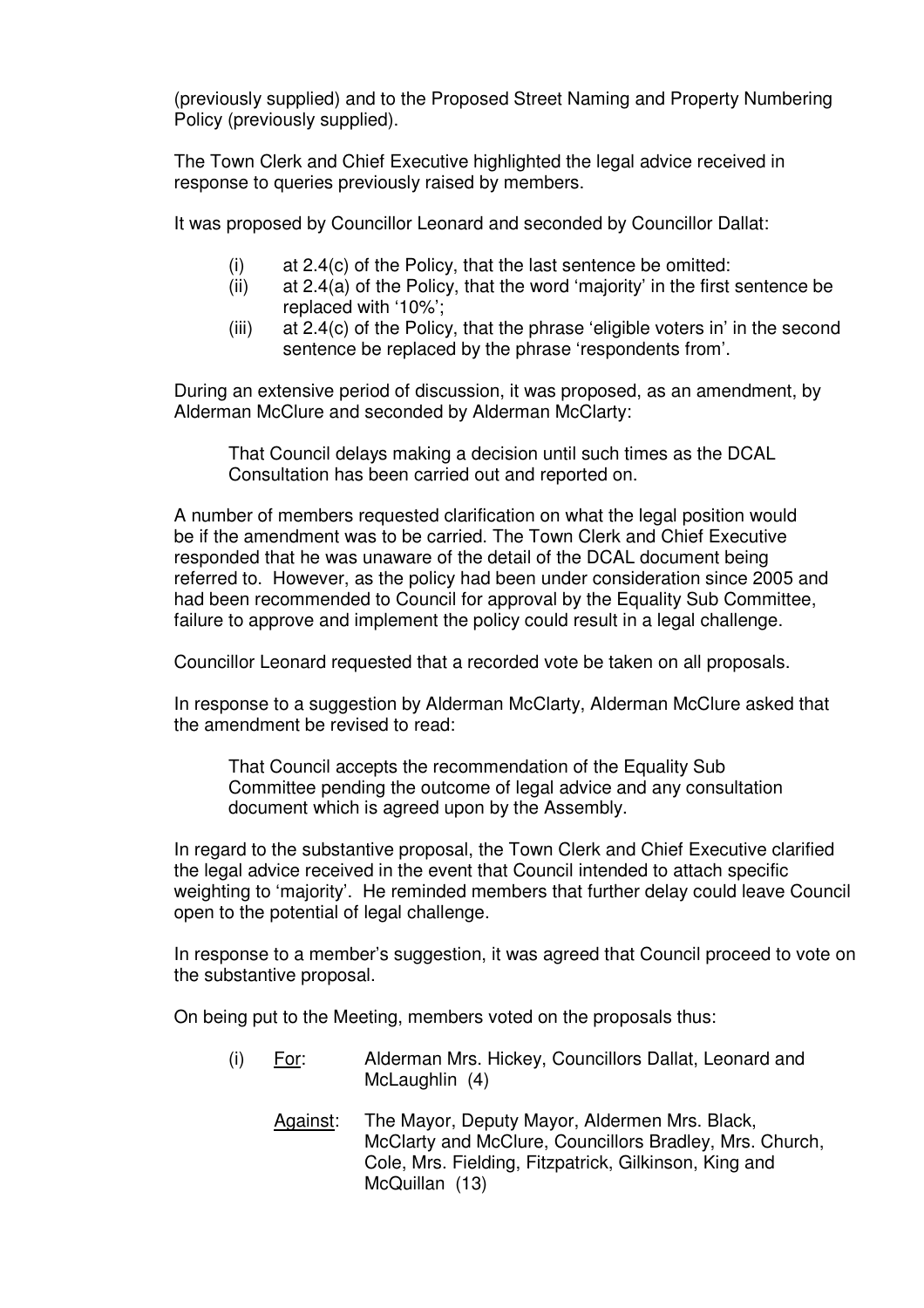(previously supplied) and to the Proposed Street Naming and Property Numbering Policy (previously supplied).

The Town Clerk and Chief Executive highlighted the legal advice received in response to queries previously raised by members.

It was proposed by Councillor Leonard and seconded by Councillor Dallat:

- (i) at 2.4(c) of the Policy, that the last sentence be omitted:
- (ii) at 2.4(a) of the Policy, that the word 'majority' in the first sentence be replaced with '10%';
- (iii) at 2.4(c) of the Policy, that the phrase 'eligible voters in' in the second sentence be replaced by the phrase 'respondents from'.

During an extensive period of discussion, it was proposed, as an amendment, by Alderman McClure and seconded by Alderman McClarty:

> That Council delays making a decision until such times as the DCAL Consultation has been carried out and reported on.

A number of members requested clarification on what the legal position would be if the amendment was to be carried. The Town Clerk and Chief Executive responded that he was unaware of the detail of the DCAL document being referred to. However, as the policy had been under consideration since 2005 and had been recommended to Council for approval by the Equality Sub Committee, failure to approve and implement the policy could result in a legal challenge.

Councillor Leonard requested that a recorded vote be taken on all proposals.

In response to a suggestion by Alderman McClarty, Alderman McClure asked that the amendment be revised to read:

> That Council accepts the recommendation of the Equality Sub Committee pending the outcome of legal advice and any consultation document which is agreed upon by the Assembly.

In regard to the substantive proposal, the Town Clerk and Chief Executive clarified the legal advice received in the event that Council intended to attach specific weighting to 'majority'. He reminded members that further delay could leave Council open to the potential of legal challenge.

In response to a member's suggestion, it was agreed that Council proceed to vote on the substantive proposal.

On being put to the Meeting, members voted on the proposals thus:

(i) For: Alderman Mrs. Hickey, Councillors Dallat, Leonard and McLaughlin (4)

Against: The Mayor, Deputy Mayor, Aldermen Mrs. Black, McClarty and McClure, Councillors Bradley, Mrs. Church, Cole, Mrs. Fielding, Fitzpatrick, Gilkinson, King and McQuillan (13)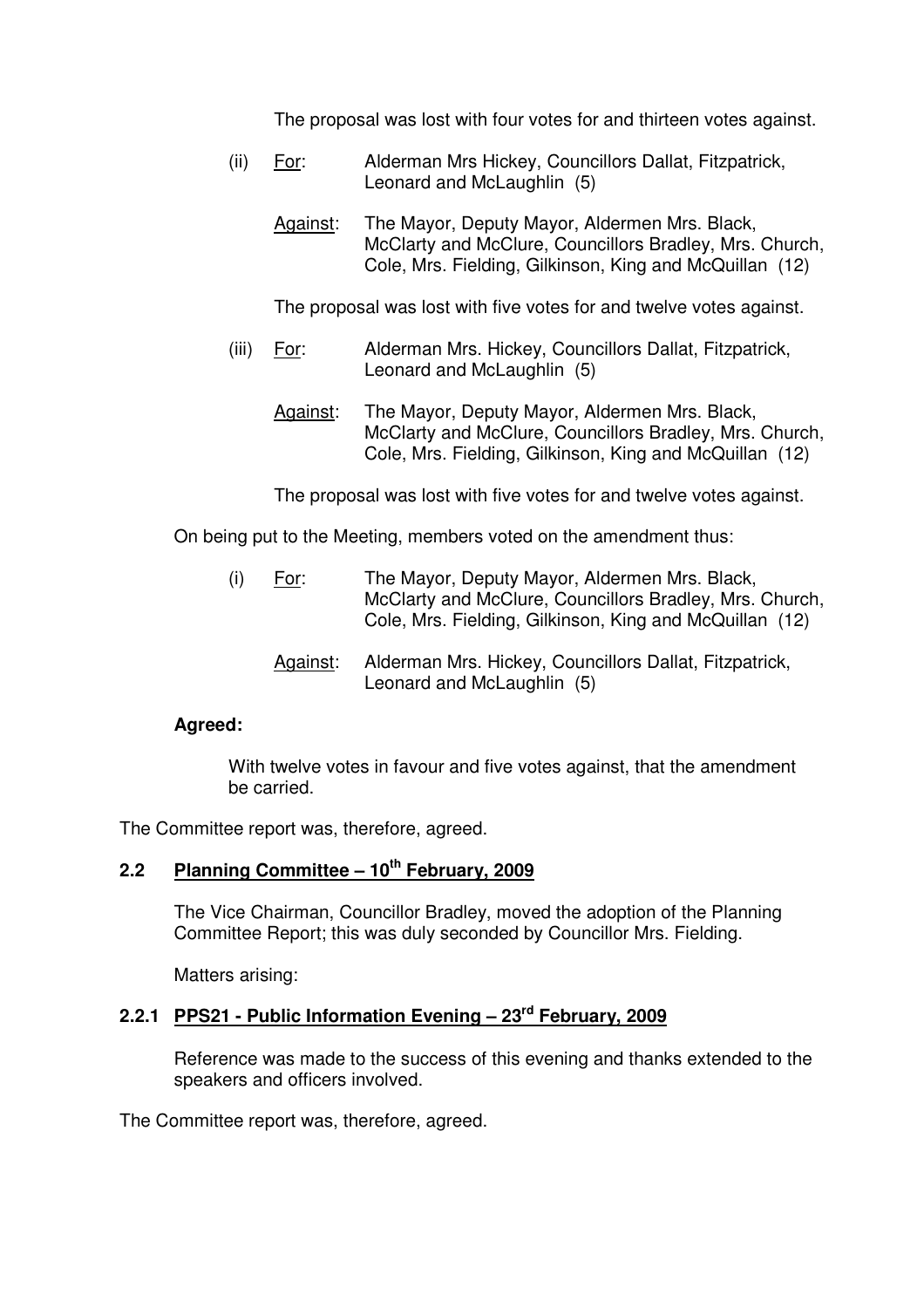The proposal was lost with four votes for and thirteen votes against.

(ii) For: Alderman Mrs Hickey, Councillors Dallat, Fitzpatrick, Leonard and McLaughlin (5)

Against: The Mayor, Deputy Mayor, Aldermen Mrs. Black, McClarty and McClure, Councillors Bradley, Mrs. Church, Cole, Mrs. Fielding, Gilkinson, King and McQuillan (12)

The proposal was lost with five votes for and twelve votes against.

(iii) For: Alderman Mrs. Hickey, Councillors Dallat, Fitzpatrick, Leonard and McLaughlin (5)

Against: The Mayor, Deputy Mayor, Aldermen Mrs. Black, McClarty and McClure, Councillors Bradley, Mrs. Church, Cole, Mrs. Fielding, Gilkinson, King and McQuillan (12)

The proposal was lost with five votes for and twelve votes against.

On being put to the Meeting, members voted on the amendment thus:

(i) For: The Mayor, Deputy Mayor, Aldermen Mrs. Black, McClarty and McClure, Councillors Bradley, Mrs. Church, Cole, Mrs. Fielding, Gilkinson, King and McQuillan (12)

Against: Alderman Mrs. Hickey, Councillors Dallat, Fitzpatrick, Leonard and McLaughlin (5)

**Agreed:**

With twelve votes in favour and five votes against, that the amendment be carried.

The Committee report was, therefore, agreed.

## 2.2 Planning Committee – 10th February, 2009

The Vice Chairman, Councillor Bradley, moved the adoption of the Planning Committee Report; this was duly seconded by Councillor Mrs. Fielding.

Matters arising:

### 2.2.1 PPS21 - Public Information Evening – 23rd February, 2009

Reference was made to the success of this evening and thanks extended to the speakers and officers involved.

The Committee report was, therefore, agreed.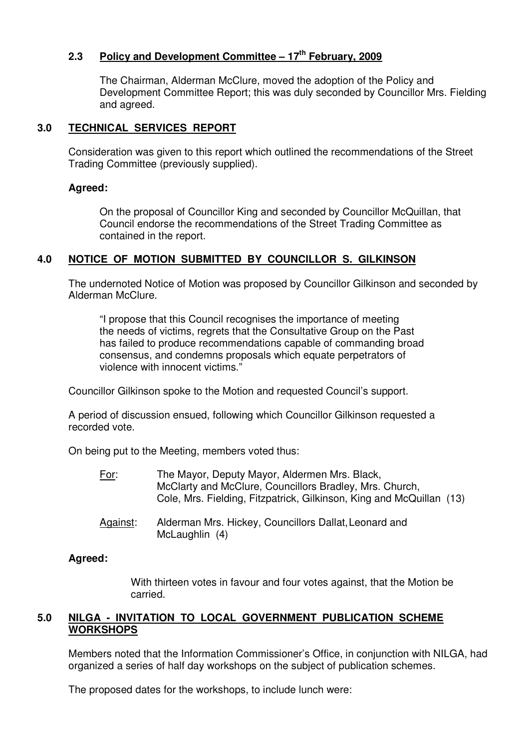## 2.3 Policy and Development Committee – 17th February, 2009

The Chairman, Alderman McClure, moved the adoption of the Policy and Development Committee Report; this was duly seconded by Councillor Mrs. Fielding and agreed.

## 3.0 TECHNICAL SERVICES REPORT

Consideration was given to this report which outlined the recommendations of the Street Trading Committee (previously supplied).

**Agreed:**

On the proposal of Councillor King and seconded by Councillor McQuillan, that Council endorse the recommendations of the Street Trading Committee as contained in the report.

## 4.0 NOTICE OF MOTION SUBMITTED BY COUNCILLOR S. GILKINSON

The undernoted Notice of Motion was proposed by Councillor Gilkinson and seconded by Alderman McClure.

> "I propose that this Council recognises the importance of meeting the needs of victims, regrets that the Consultative Group on the Past has failed to produce recommendations capable of commanding broad consensus, and condemns proposals which equate perpetrators of violence with innocent victims."

Councillor Gilkinson spoke to the Motion and requested Council's support.

A period of discussion ensued, following which Councillor Gilkinson requested a recorded vote.

On being put to the Meeting, members voted thus:

For: The Mayor, Deputy Mayor, Aldermen Mrs. Black, McClarty and McClure, Councillors Bradley, Mrs. Church, Cole, Mrs. Fielding, Fitzpatrick, Gilkinson, King and McQuillan (13)

Against: Alderman Mrs. Hickey, Councillors Dallat, Leonard and McLaughlin (4)

**Agreed:**

With thirteen votes in favour and four votes against, that the Motion be carried.

## 5.0 NILGA - INVITATION TO LOCAL GOVERNMENT PUBLICATION SCHEME WORKSHOPS

Members noted that the Information Commissioner's Office, in conjunction with NILGA, had organized a series of half day workshops on the subject of publication schemes.

The proposed dates for the workshops, to include lunch were: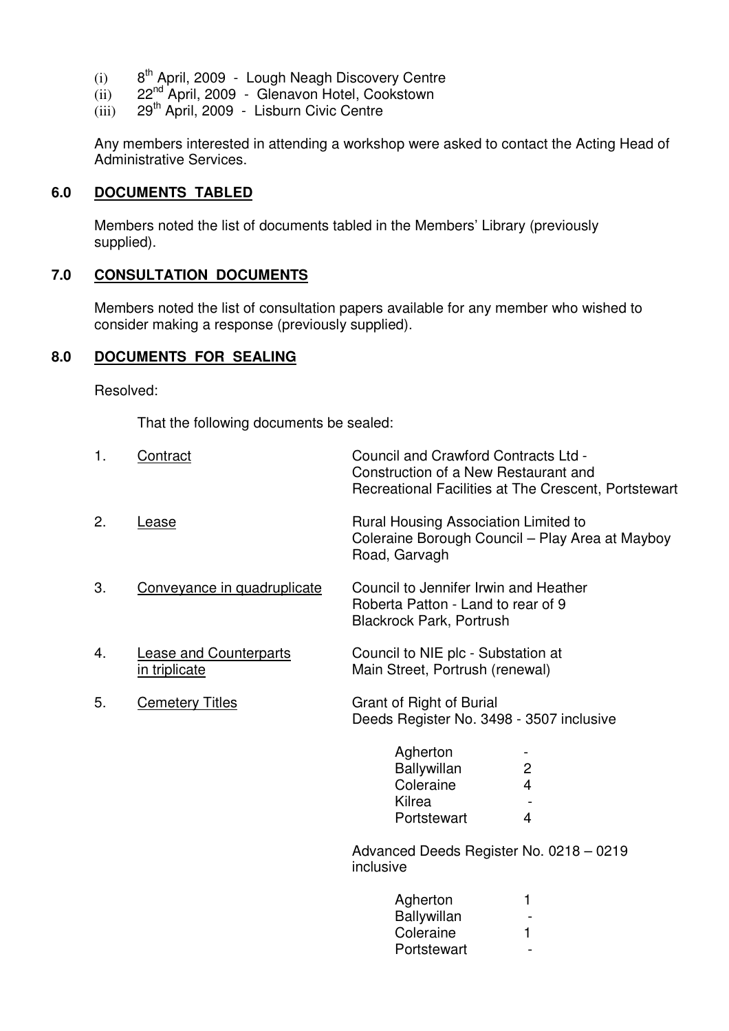(i) 8th April, 2009 - Lough Neagh Discovery Centre
(ii) 22nd April, 2009 - Glenavon Hotel, Cookstown
(iii) 29th April, 2009 - Lisburn Civic Centre

Any members interested in attending a workshop were asked to contact the Acting Head of Administrative Services.

## 6.0 DOCUMENTS TABLED

Members noted the list of documents tabled in the Members' Library (previously supplied).

## 7.0 CONSULTATION DOCUMENTS

Members noted the list of consultation papers available for any member who wished to consider making a response (previously supplied).

## 8.0 DOCUMENTS FOR SEALING

Resolved:

That the following documents be sealed:

1. Contract — Council and Crawford Contracts Ltd - Construction of a New Restaurant and Recreational Facilities at The Crescent, Portstewart

2. Lease — Rural Housing Association Limited to Coleraine Borough Council – Play Area at Mayboy Road, Garvagh

3. Conveyance in quadruplicate — Council to Jennifer Irwin and Heather Roberta Patton - Land to rear of 9 Blackrock Park, Portrush

4. Lease and Counterparts in triplicate — Council to NIE plc - Substation at Main Street, Portrush (renewal)

5. Cemetery Titles — Grant of Right of Burial Deeds Register No. 3498 - 3507 inclusive

| | |
|---|---|
| Agherton | - |
| Ballywillan | 2 |
| Coleraine | 4 |
| Kilrea | - |
| Portstewart | 4 |

Advanced Deeds Register No. 0218 – 0219 inclusive

| | |
|---|---|
| Agherton | 1 |
| Ballywillan | - |
| Coleraine | 1 |
| Portstewart | - |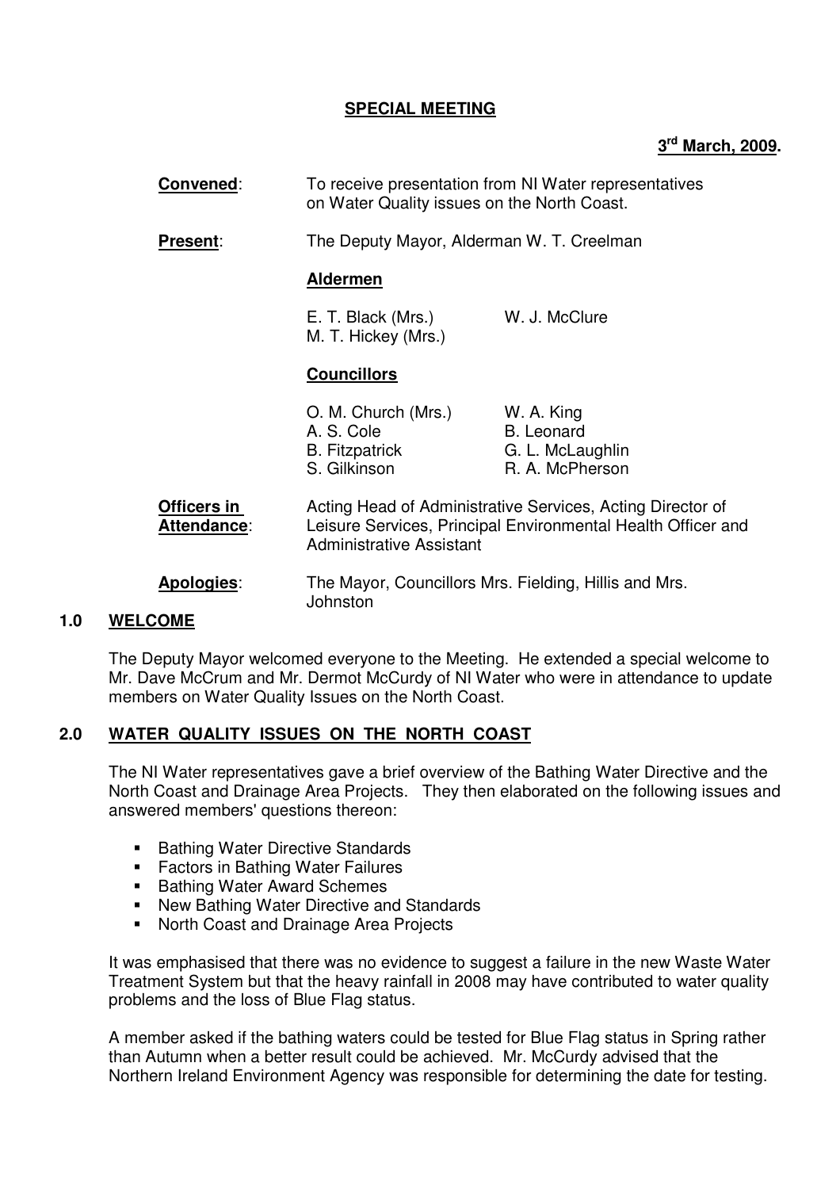**SPECIAL MEETING**

**3rd March, 2009.**

**Convened**: To receive presentation from NI Water representatives on Water Quality issues on the North Coast.

**Present**: The Deputy Mayor, Alderman W. T. Creelman

**Aldermen**

E. T. Black (Mrs.) W. J. McClure
M. T. Hickey (Mrs.)

**Councillors**

O. M. Church (Mrs.) W. A. King
A. S. Cole B. Leonard
B. Fitzpatrick G. L. McLaughlin
S. Gilkinson R. A. McPherson

**Officers in Attendance**: Acting Head of Administrative Services, Acting Director of Leisure Services, Principal Environmental Health Officer and Administrative Assistant

**Apologies**: The Mayor, Councillors Mrs. Fielding, Hillis and Mrs. Johnston

## 1.0 WELCOME

The Deputy Mayor welcomed everyone to the Meeting. He extended a special welcome to Mr. Dave McCrum and Mr. Dermot McCurdy of NI Water who were in attendance to update members on Water Quality Issues on the North Coast.

## 2.0 WATER QUALITY ISSUES ON THE NORTH COAST

The NI Water representatives gave a brief overview of the Bathing Water Directive and the North Coast and Drainage Area Projects. They then elaborated on the following issues and answered members' questions thereon:

- Bathing Water Directive Standards
- Factors in Bathing Water Failures
- Bathing Water Award Schemes
- New Bathing Water Directive and Standards
- North Coast and Drainage Area Projects

It was emphasised that there was no evidence to suggest a failure in the new Waste Water Treatment System but that the heavy rainfall in 2008 may have contributed to water quality problems and the loss of Blue Flag status.

A member asked if the bathing waters could be tested for Blue Flag status in Spring rather than Autumn when a better result could be achieved. Mr. McCurdy advised that the Northern Ireland Environment Agency was responsible for determining the date for testing.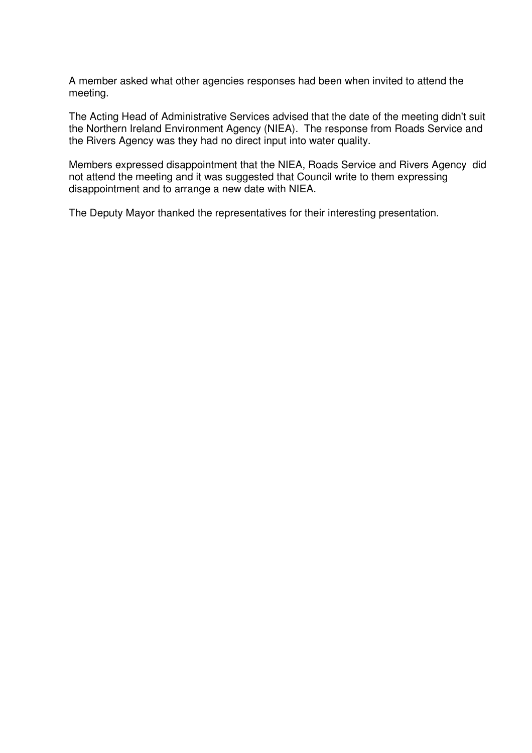A member asked what other agencies responses had been when invited to attend the meeting.

The Acting Head of Administrative Services advised that the date of the meeting didn't suit the Northern Ireland Environment Agency (NIEA). The response from Roads Service and the Rivers Agency was they had no direct input into water quality.

Members expressed disappointment that the NIEA, Roads Service and Rivers Agency did not attend the meeting and it was suggested that Council write to them expressing disappointment and to arrange a new date with NIEA.

The Deputy Mayor thanked the representatives for their interesting presentation.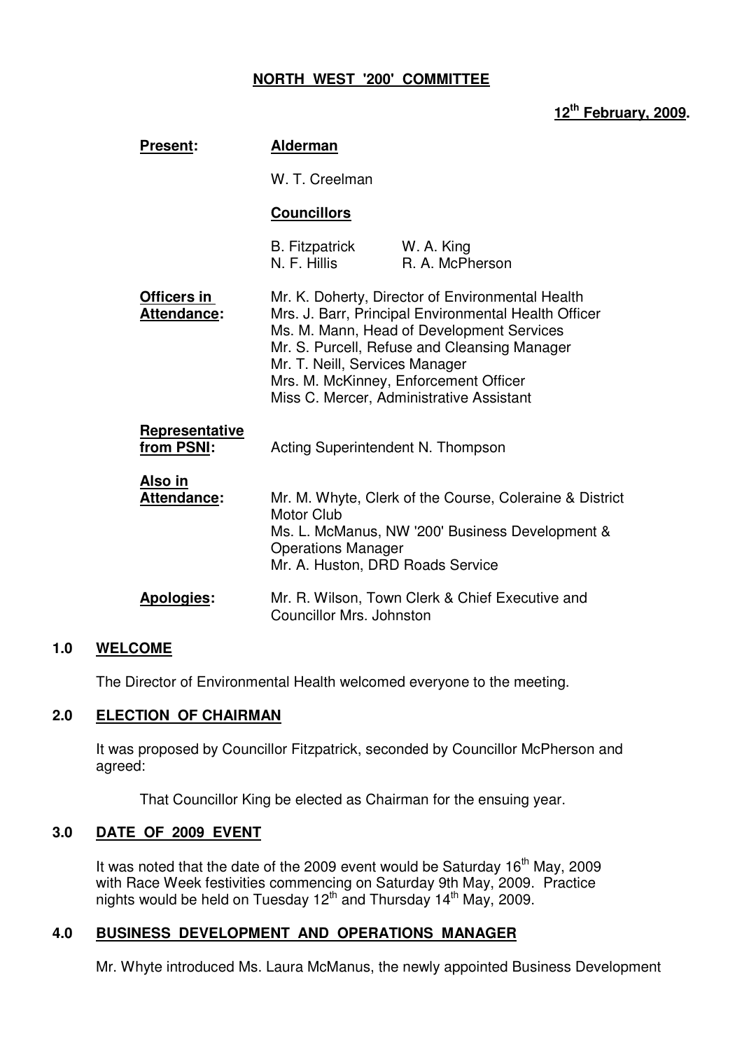**NORTH WEST '200' COMMITTEE**

**12th February, 2009.**

**Present:** **Alderman**

W. T. Creelman

**Councillors**

B. Fitzpatrick W. A. King
N. F. Hillis R. A. McPherson

**Officers in Attendance:**
Mr. K. Doherty, Director of Environmental Health
Mrs. J. Barr, Principal Environmental Health Officer
Ms. M. Mann, Head of Development Services
Mr. S. Purcell, Refuse and Cleansing Manager
Mr. T. Neill, Services Manager
Mrs. M. McKinney, Enforcement Officer
Miss C. Mercer, Administrative Assistant

**Representative from PSNI:** Acting Superintendent N. Thompson

**Also in Attendance:**
Mr. M. Whyte, Clerk of the Course, Coleraine & District Motor Club
Ms. L. McManus, NW '200' Business Development & Operations Manager
Mr. A. Huston, DRD Roads Service

**Apologies:** Mr. R. Wilson, Town Clerk & Chief Executive and Councillor Mrs. Johnston

## 1.0 WELCOME

The Director of Environmental Health welcomed everyone to the meeting.

## 2.0 ELECTION OF CHAIRMAN

It was proposed by Councillor Fitzpatrick, seconded by Councillor McPherson and agreed:

That Councillor King be elected as Chairman for the ensuing year.

## 3.0 DATE OF 2009 EVENT

It was noted that the date of the 2009 event would be Saturday 16th May, 2009 with Race Week festivities commencing on Saturday 9th May, 2009. Practice nights would be held on Tuesday 12th and Thursday 14th May, 2009.

## 4.0 BUSINESS DEVELOPMENT AND OPERATIONS MANAGER

Mr. Whyte introduced Ms. Laura McManus, the newly appointed Business Development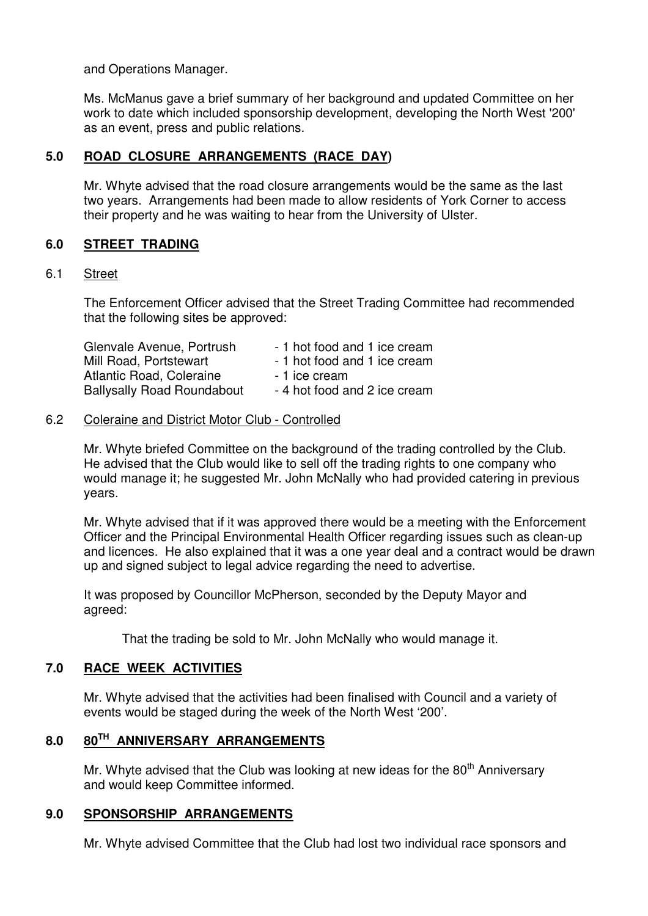and Operations Manager.

Ms. McManus gave a brief summary of her background and updated Committee on her work to date which included sponsorship development, developing the North West '200' as an event, press and public relations.

## 5.0 ROAD CLOSURE ARRANGEMENTS (RACE DAY)

Mr. Whyte advised that the road closure arrangements would be the same as the last two years. Arrangements had been made to allow residents of York Corner to access their property and he was waiting to hear from the University of Ulster.

## 6.0 STREET TRADING

### 6.1 Street

The Enforcement Officer advised that the Street Trading Committee had recommended that the following sites be approved:

| | |
|---|---|
| Glenvale Avenue, Portrush | - 1 hot food and 1 ice cream |
| Mill Road, Portstewart | - 1 hot food and 1 ice cream |
| Atlantic Road, Coleraine | - 1 ice cream |
| Ballysally Road Roundabout | - 4 hot food and 2 ice cream |

### 6.2 Coleraine and District Motor Club - Controlled

Mr. Whyte briefed Committee on the background of the trading controlled by the Club. He advised that the Club would like to sell off the trading rights to one company who would manage it; he suggested Mr. John McNally who had provided catering in previous years.

Mr. Whyte advised that if it was approved there would be a meeting with the Enforcement Officer and the Principal Environmental Health Officer regarding issues such as clean-up and licences. He also explained that it was a one year deal and a contract would be drawn up and signed subject to legal advice regarding the need to advertise.

It was proposed by Councillor McPherson, seconded by the Deputy Mayor and agreed:

> That the trading be sold to Mr. John McNally who would manage it.

## 7.0 RACE WEEK ACTIVITIES

Mr. Whyte advised that the activities had been finalised with Council and a variety of events would be staged during the week of the North West '200'.

## 8.0 80TH ANNIVERSARY ARRANGEMENTS

Mr. Whyte advised that the Club was looking at new ideas for the 80th Anniversary and would keep Committee informed.

## 9.0 SPONSORSHIP ARRANGEMENTS

Mr. Whyte advised Committee that the Club had lost two individual race sponsors and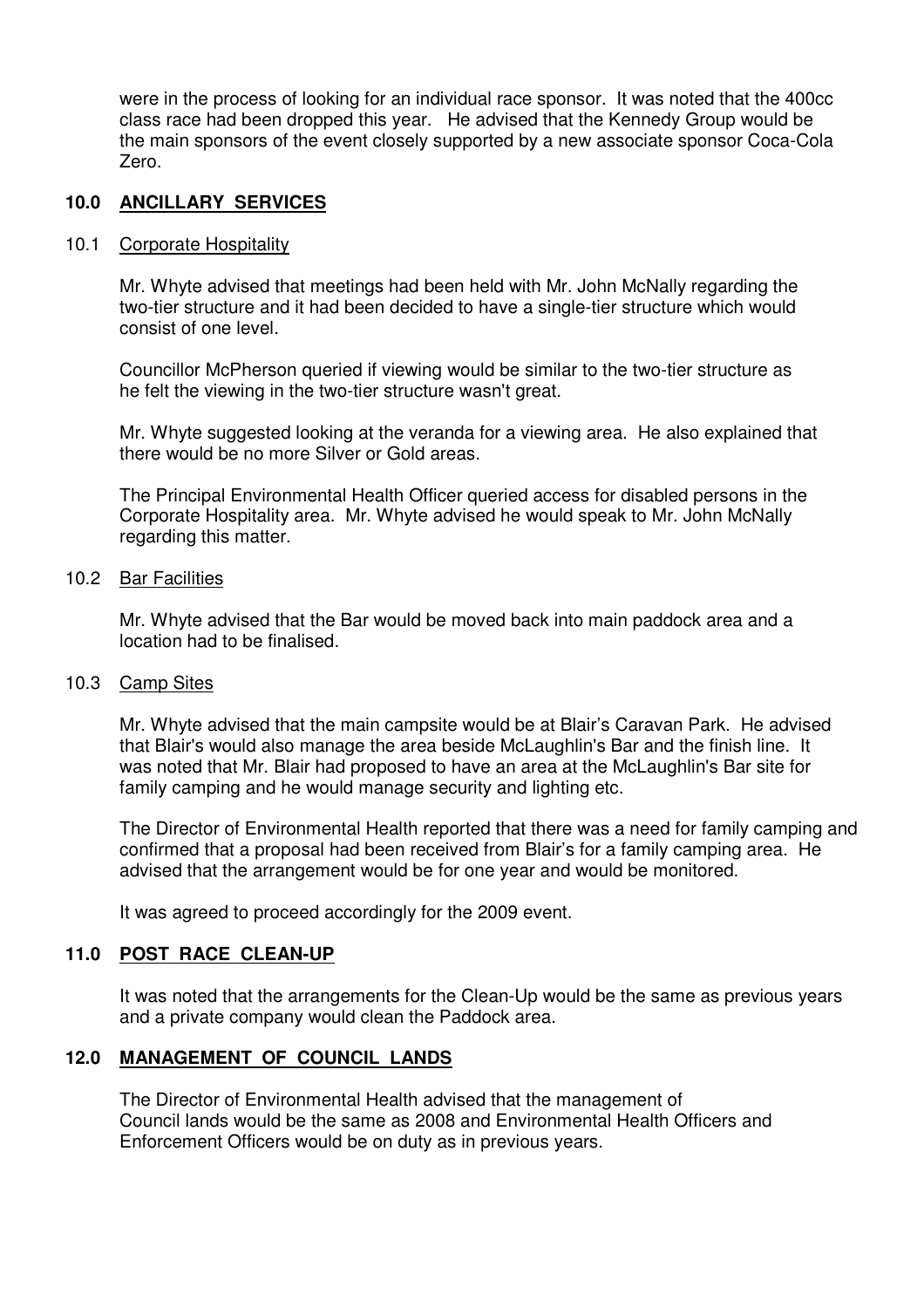were in the process of looking for an individual race sponsor. It was noted that the 400cc class race had been dropped this year. He advised that the Kennedy Group would be the main sponsors of the event closely supported by a new associate sponsor Coca-Cola Zero.

## 10.0 ANCILLARY SERVICES

### 10.1 Corporate Hospitality

Mr. Whyte advised that meetings had been held with Mr. John McNally regarding the two-tier structure and it had been decided to have a single-tier structure which would consist of one level.

Councillor McPherson queried if viewing would be similar to the two-tier structure as he felt the viewing in the two-tier structure wasn't great.

Mr. Whyte suggested looking at the veranda for a viewing area. He also explained that there would be no more Silver or Gold areas.

The Principal Environmental Health Officer queried access for disabled persons in the Corporate Hospitality area. Mr. Whyte advised he would speak to Mr. John McNally regarding this matter.

### 10.2 Bar Facilities

Mr. Whyte advised that the Bar would be moved back into main paddock area and a location had to be finalised.

### 10.3 Camp Sites

Mr. Whyte advised that the main campsite would be at Blair's Caravan Park. He advised that Blair's would also manage the area beside McLaughlin's Bar and the finish line. It was noted that Mr. Blair had proposed to have an area at the McLaughlin's Bar site for family camping and he would manage security and lighting etc.

The Director of Environmental Health reported that there was a need for family camping and confirmed that a proposal had been received from Blair's for a family camping area. He advised that the arrangement would be for one year and would be monitored.

It was agreed to proceed accordingly for the 2009 event.

## 11.0 POST RACE CLEAN-UP

It was noted that the arrangements for the Clean-Up would be the same as previous years and a private company would clean the Paddock area.

## 12.0 MANAGEMENT OF COUNCIL LANDS

The Director of Environmental Health advised that the management of Council lands would be the same as 2008 and Environmental Health Officers and Enforcement Officers would be on duty as in previous years.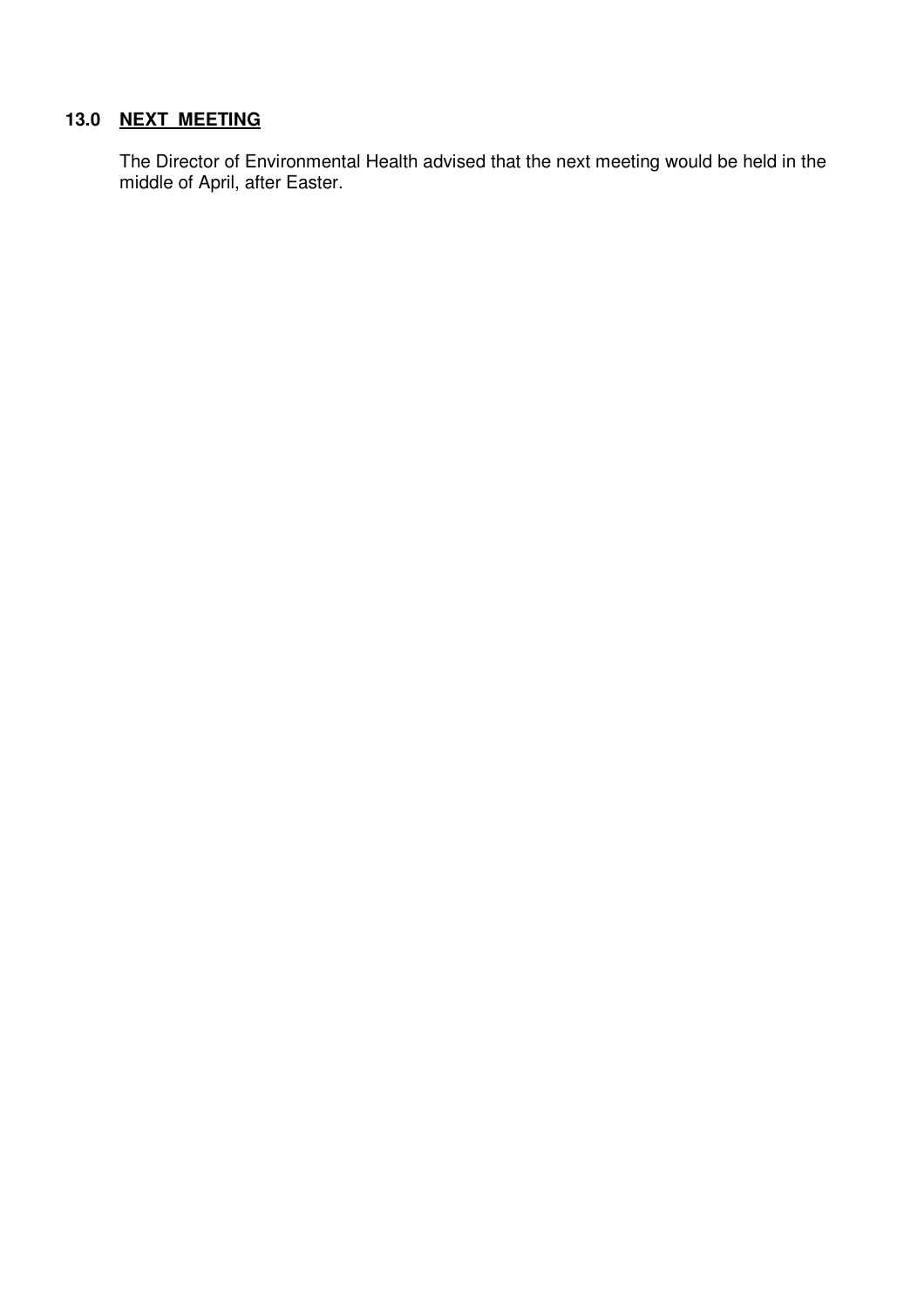## 13.0 NEXT MEETING

The Director of Environmental Health advised that the next meeting would be held in the middle of April, after Easter.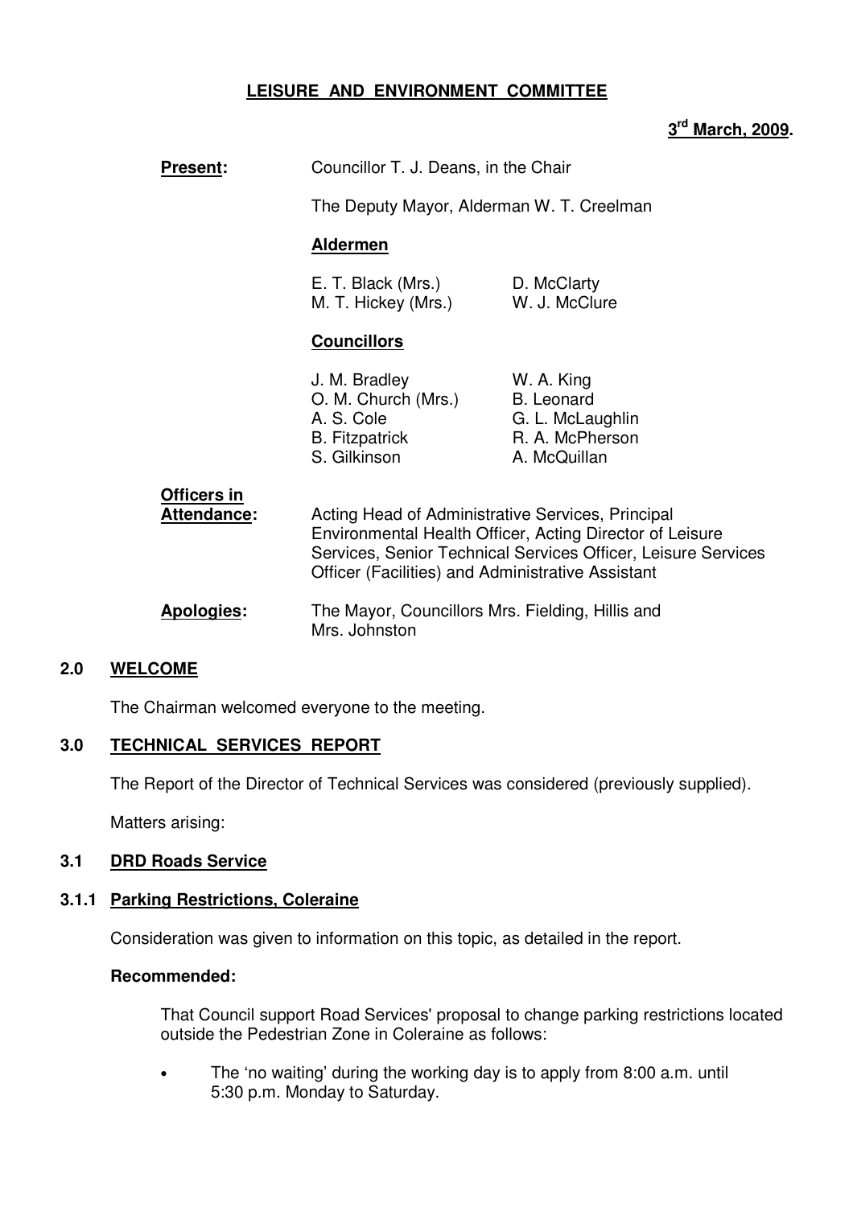# LEISURE AND ENVIRONMENT COMMITTEE

**3rd March, 2009.**

**Present:** Councillor T. J. Deans, in the Chair

The Deputy Mayor, Alderman W. T. Creelman

**Aldermen**

| | |
|---|---|
| E. T. Black (Mrs.) | D. McClarty |
| M. T. Hickey (Mrs.) | W. J. McClure |

**Councillors**

| | |
|---|---|
| J. M. Bradley | W. A. King |
| O. M. Church (Mrs.) | B. Leonard |
| A. S. Cole | G. L. McLaughlin |
| B. Fitzpatrick | R. A. McPherson |
| S. Gilkinson | A. McQuillan |

**Officers in Attendance:** Acting Head of Administrative Services, Principal Environmental Health Officer, Acting Director of Leisure Services, Senior Technical Services Officer, Leisure Services Officer (Facilities) and Administrative Assistant

**Apologies:** The Mayor, Councillors Mrs. Fielding, Hillis and Mrs. Johnston

## 2.0 WELCOME

The Chairman welcomed everyone to the meeting.

## 3.0 TECHNICAL SERVICES REPORT

The Report of the Director of Technical Services was considered (previously supplied).

Matters arising:

### 3.1 DRD Roads Service

#### 3.1.1 Parking Restrictions, Coleraine

Consideration was given to information on this topic, as detailed in the report.

**Recommended:**

That Council support Road Services' proposal to change parking restrictions located outside the Pedestrian Zone in Coleraine as follows:

- The 'no waiting' during the working day is to apply from 8:00 a.m. until 5:30 p.m. Monday to Saturday.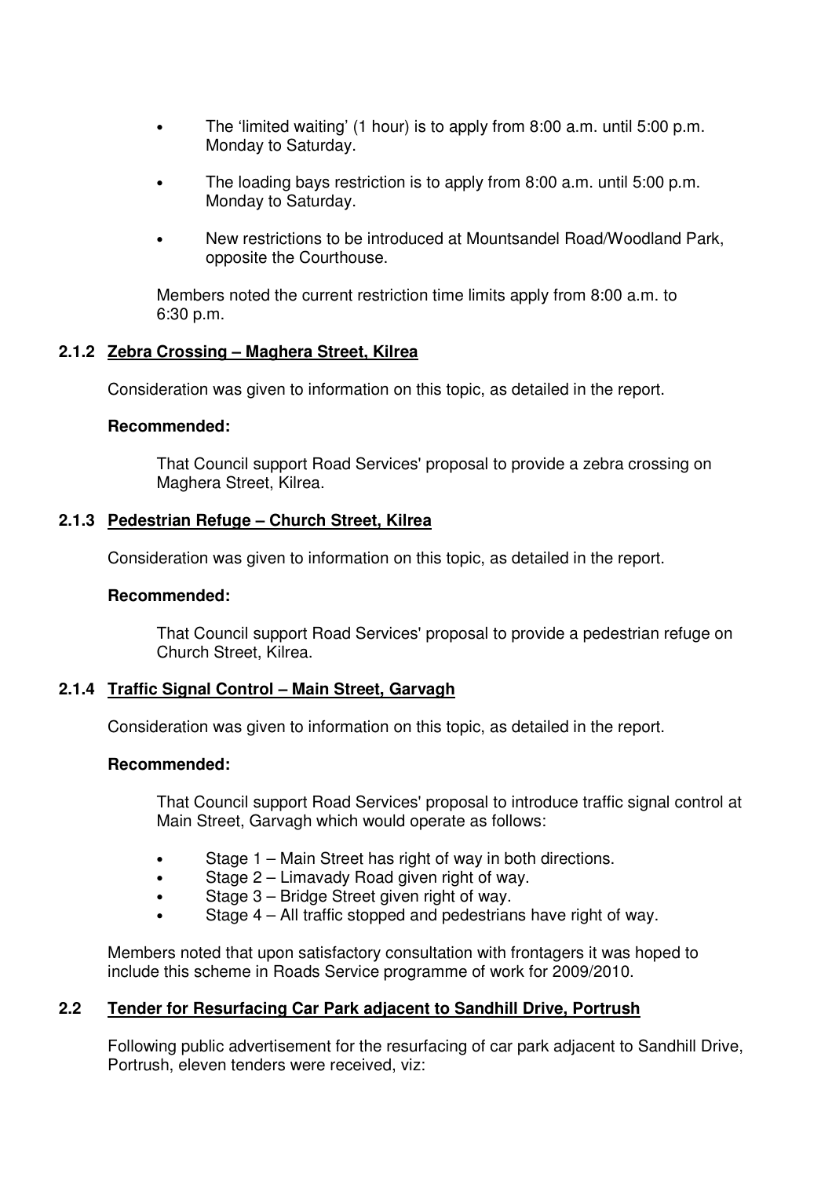- The 'limited waiting' (1 hour) is to apply from 8:00 a.m. until 5:00 p.m. Monday to Saturday.
- The loading bays restriction is to apply from 8:00 a.m. until 5:00 p.m. Monday to Saturday.
- New restrictions to be introduced at Mountsandel Road/Woodland Park, opposite the Courthouse.

Members noted the current restriction time limits apply from 8:00 a.m. to 6:30 p.m.

### 2.1.2 Zebra Crossing – Maghera Street, Kilrea

Consideration was given to information on this topic, as detailed in the report.

**Recommended:**

That Council support Road Services' proposal to provide a zebra crossing on Maghera Street, Kilrea.

### 2.1.3 Pedestrian Refuge – Church Street, Kilrea

Consideration was given to information on this topic, as detailed in the report.

**Recommended:**

That Council support Road Services' proposal to provide a pedestrian refuge on Church Street, Kilrea.

### 2.1.4 Traffic Signal Control – Main Street, Garvagh

Consideration was given to information on this topic, as detailed in the report.

**Recommended:**

That Council support Road Services' proposal to introduce traffic signal control at Main Street, Garvagh which would operate as follows:

- Stage 1 – Main Street has right of way in both directions.
- Stage 2 – Limavady Road given right of way.
- Stage 3 – Bridge Street given right of way.
- Stage 4 – All traffic stopped and pedestrians have right of way.

Members noted that upon satisfactory consultation with frontagers it was hoped to include this scheme in Roads Service programme of work for 2009/2010.

## 2.2 Tender for Resurfacing Car Park adjacent to Sandhill Drive, Portrush

Following public advertisement for the resurfacing of car park adjacent to Sandhill Drive, Portrush, eleven tenders were received, viz: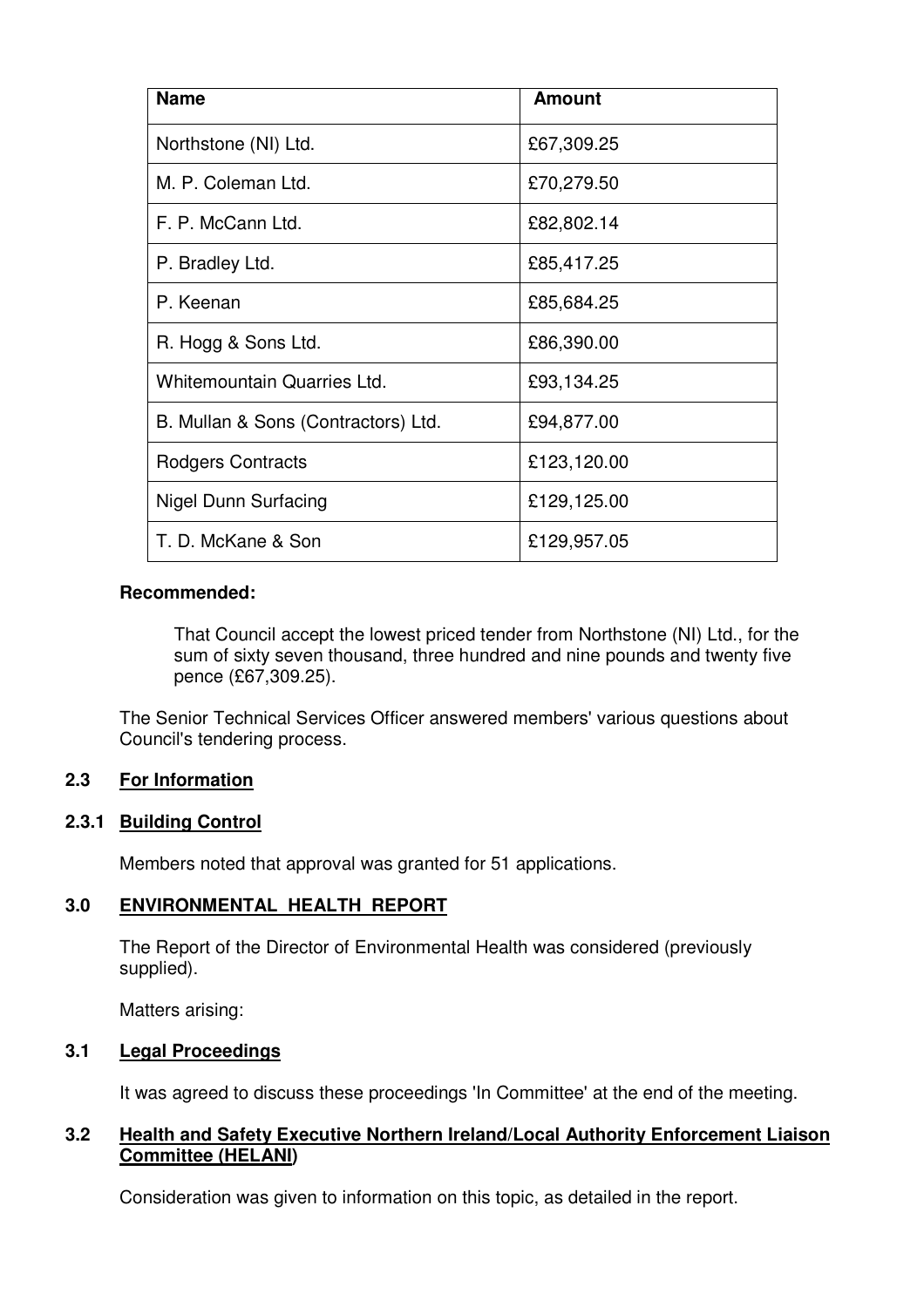| Name | Amount |
|---|---|
| Northstone (NI) Ltd. | £67,309.25 |
| M. P. Coleman Ltd. | £70,279.50 |
| F. P. McCann Ltd. | £82,802.14 |
| P. Bradley Ltd. | £85,417.25 |
| P. Keenan | £85,684.25 |
| R. Hogg & Sons Ltd. | £86,390.00 |
| Whitemountain Quarries Ltd. | £93,134.25 |
| B. Mullan & Sons (Contractors) Ltd. | £94,877.00 |
| Rodgers Contracts | £123,120.00 |
| Nigel Dunn Surfacing | £129,125.00 |
| T. D. McKane & Son | £129,957.05 |

**Recommended:**

That Council accept the lowest priced tender from Northstone (NI) Ltd., for the sum of sixty seven thousand, three hundred and nine pounds and twenty five pence (£67,309.25).

The Senior Technical Services Officer answered members' various questions about Council's tendering process.

### 2.3 For Information

#### 2.3.1 Building Control

Members noted that approval was granted for 51 applications.

## 3.0 ENVIRONMENTAL HEALTH REPORT

The Report of the Director of Environmental Health was considered (previously supplied).

Matters arising:

### 3.1 Legal Proceedings

It was agreed to discuss these proceedings 'In Committee' at the end of the meeting.

### 3.2 Health and Safety Executive Northern Ireland/Local Authority Enforcement Liaison Committee (HELANI)

Consideration was given to information on this topic, as detailed in the report.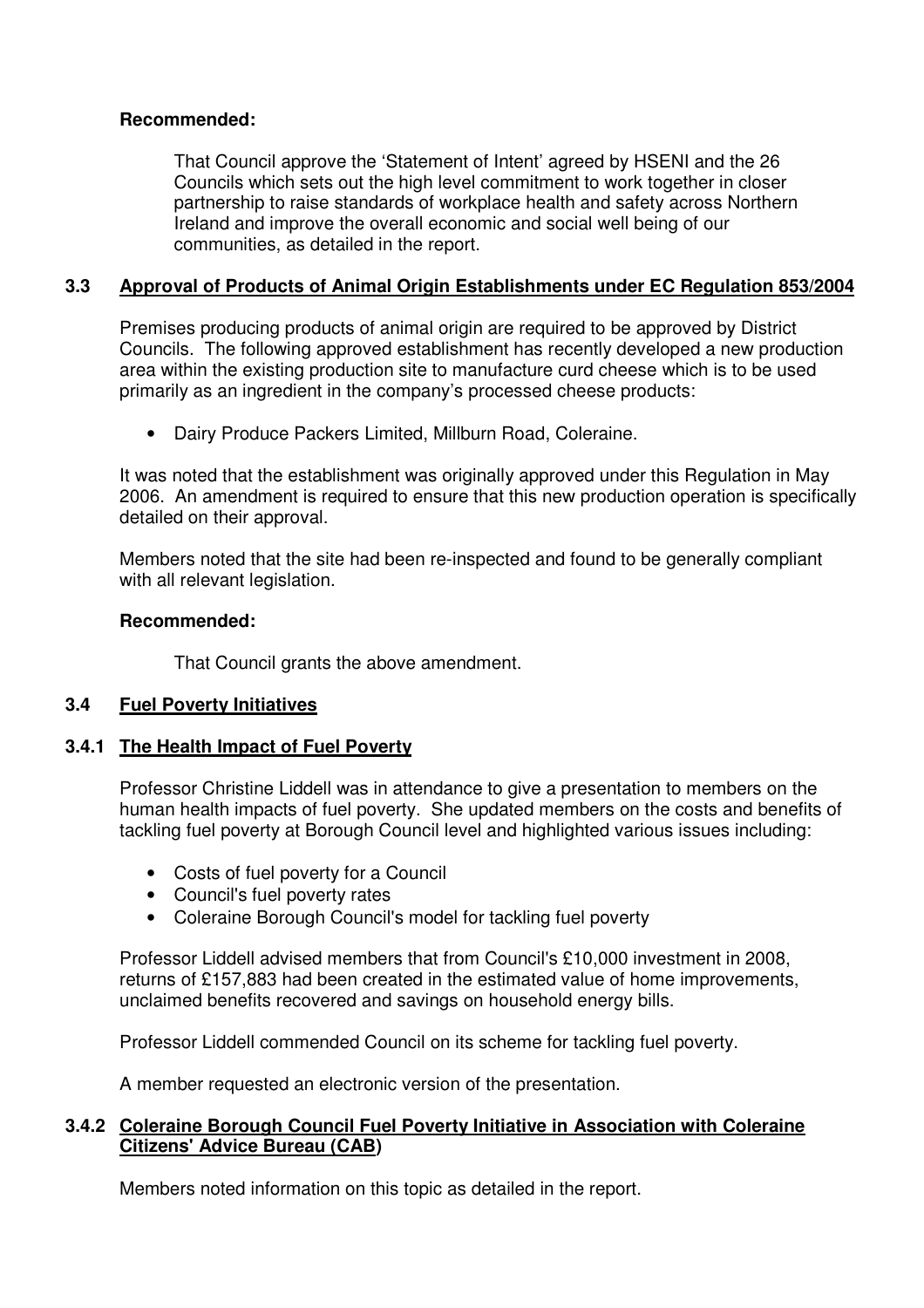**Recommended:**

That Council approve the 'Statement of Intent' agreed by HSENI and the 26 Councils which sets out the high level commitment to work together in closer partnership to raise standards of workplace health and safety across Northern Ireland and improve the overall economic and social well being of our communities, as detailed in the report.

### 3.3 Approval of Products of Animal Origin Establishments under EC Regulation 853/2004

Premises producing products of animal origin are required to be approved by District Councils. The following approved establishment has recently developed a new production area within the existing production site to manufacture curd cheese which is to be used primarily as an ingredient in the company's processed cheese products:

- Dairy Produce Packers Limited, Millburn Road, Coleraine.

It was noted that the establishment was originally approved under this Regulation in May 2006. An amendment is required to ensure that this new production operation is specifically detailed on their approval.

Members noted that the site had been re-inspected and found to be generally compliant with all relevant legislation.

**Recommended:**

That Council grants the above amendment.

### 3.4 Fuel Poverty Initiatives

#### 3.4.1 The Health Impact of Fuel Poverty

Professor Christine Liddell was in attendance to give a presentation to members on the human health impacts of fuel poverty. She updated members on the costs and benefits of tackling fuel poverty at Borough Council level and highlighted various issues including:

- Costs of fuel poverty for a Council
- Council's fuel poverty rates
- Coleraine Borough Council's model for tackling fuel poverty

Professor Liddell advised members that from Council's £10,000 investment in 2008, returns of £157,883 had been created in the estimated value of home improvements, unclaimed benefits recovered and savings on household energy bills.

Professor Liddell commended Council on its scheme for tackling fuel poverty.

A member requested an electronic version of the presentation.

#### 3.4.2 Coleraine Borough Council Fuel Poverty Initiative in Association with Coleraine Citizens' Advice Bureau (CAB)

Members noted information on this topic as detailed in the report.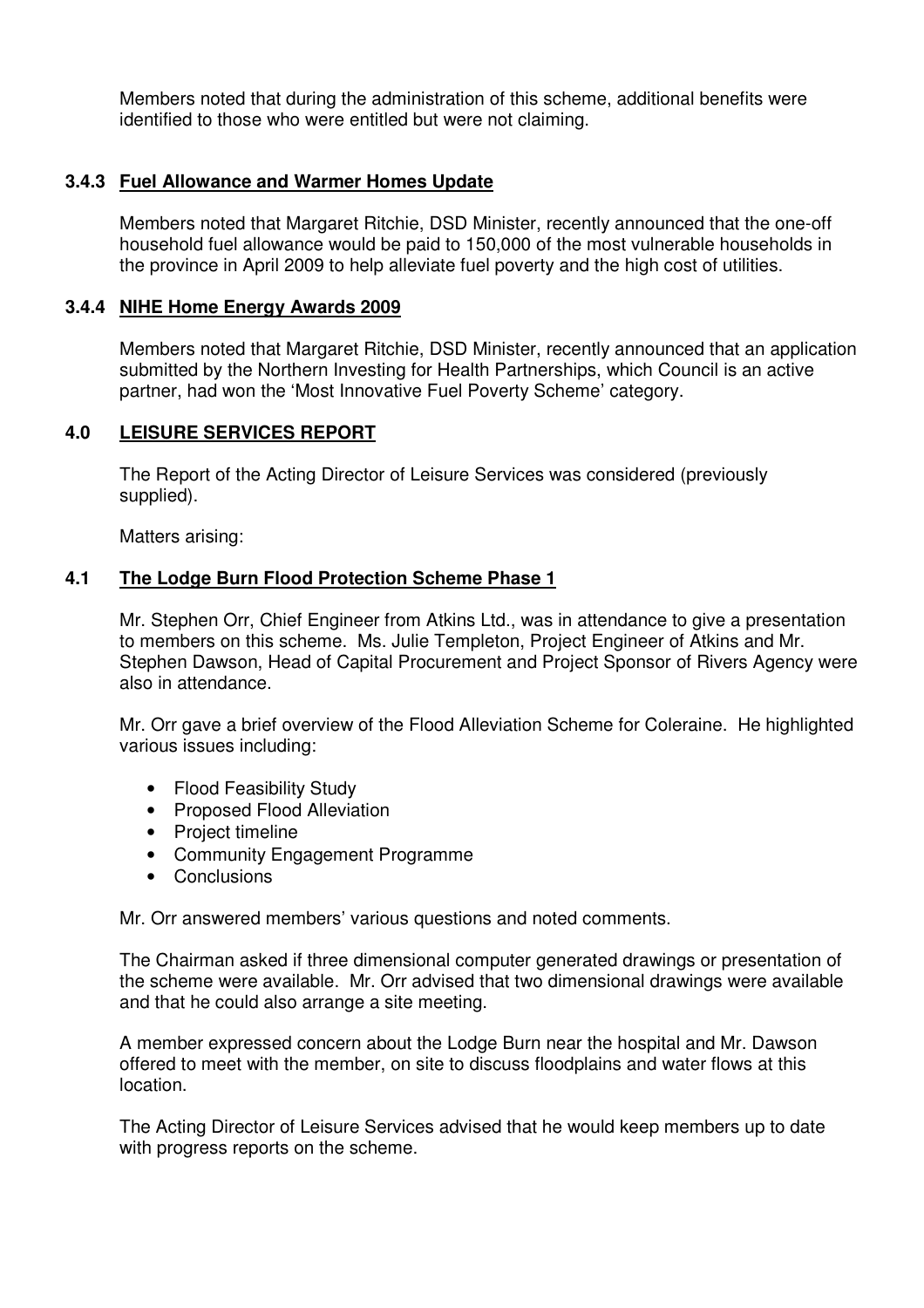Members noted that during the administration of this scheme, additional benefits were identified to those who were entitled but were not claiming.

### 3.4.3 Fuel Allowance and Warmer Homes Update

Members noted that Margaret Ritchie, DSD Minister, recently announced that the one-off household fuel allowance would be paid to 150,000 of the most vulnerable households in the province in April 2009 to help alleviate fuel poverty and the high cost of utilities.

### 3.4.4 NIHE Home Energy Awards 2009

Members noted that Margaret Ritchie, DSD Minister, recently announced that an application submitted by the Northern Investing for Health Partnerships, which Council is an active partner, had won the 'Most Innovative Fuel Poverty Scheme' category.

## 4.0 LEISURE SERVICES REPORT

The Report of the Acting Director of Leisure Services was considered (previously supplied).

Matters arising:

### 4.1 The Lodge Burn Flood Protection Scheme Phase 1

Mr. Stephen Orr, Chief Engineer from Atkins Ltd., was in attendance to give a presentation to members on this scheme. Ms. Julie Templeton, Project Engineer of Atkins and Mr. Stephen Dawson, Head of Capital Procurement and Project Sponsor of Rivers Agency were also in attendance.

Mr. Orr gave a brief overview of the Flood Alleviation Scheme for Coleraine. He highlighted various issues including:

- Flood Feasibility Study
- Proposed Flood Alleviation
- Project timeline
- Community Engagement Programme
- Conclusions

Mr. Orr answered members' various questions and noted comments.

The Chairman asked if three dimensional computer generated drawings or presentation of the scheme were available. Mr. Orr advised that two dimensional drawings were available and that he could also arrange a site meeting.

A member expressed concern about the Lodge Burn near the hospital and Mr. Dawson offered to meet with the member, on site to discuss floodplains and water flows at this location.

The Acting Director of Leisure Services advised that he would keep members up to date with progress reports on the scheme.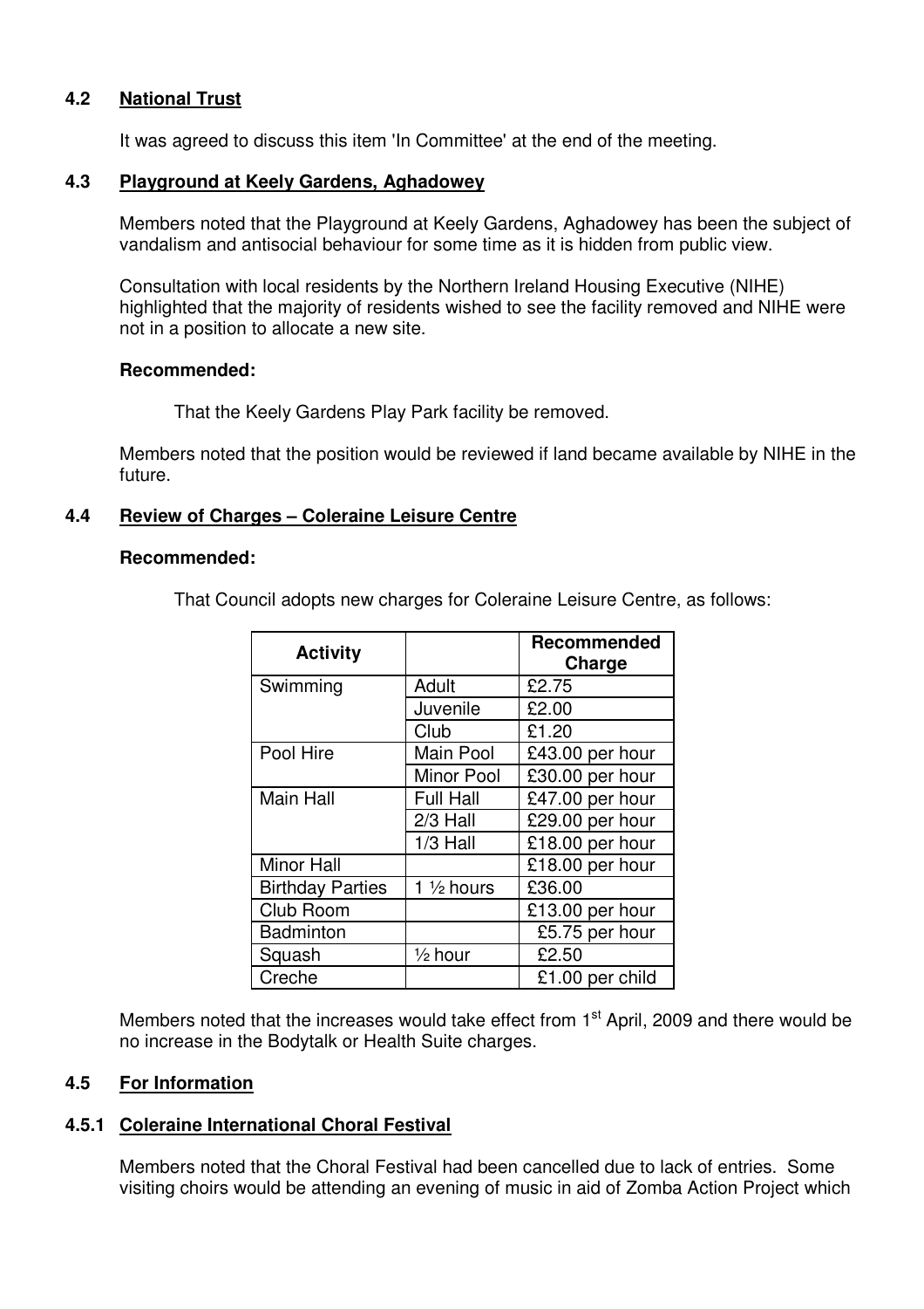### 4.2 National Trust

It was agreed to discuss this item 'In Committee' at the end of the meeting.

### 4.3 Playground at Keely Gardens, Aghadowey

Members noted that the Playground at Keely Gardens, Aghadowey has been the subject of vandalism and antisocial behaviour for some time as it is hidden from public view.

Consultation with local residents by the Northern Ireland Housing Executive (NIHE) highlighted that the majority of residents wished to see the facility removed and NIHE were not in a position to allocate a new site.

**Recommended:**

That the Keely Gardens Play Park facility be removed.

Members noted that the position would be reviewed if land became available by NIHE in the future.

### 4.4 Review of Charges – Coleraine Leisure Centre

**Recommended:**

That Council adopts new charges for Coleraine Leisure Centre, as follows:

| Activity | | Recommended Charge |
|---|---|---|
| Swimming | Adult | £2.75 |
| | Juvenile | £2.00 |
| | Club | £1.20 |
| Pool Hire | Main Pool | £43.00 per hour |
| | Minor Pool | £30.00 per hour |
| Main Hall | Full Hall | £47.00 per hour |
| | 2/3 Hall | £29.00 per hour |
| | 1/3 Hall | £18.00 per hour |
| Minor Hall | | £18.00 per hour |
| Birthday Parties | 1 ½ hours | £36.00 |
| Club Room | | £13.00 per hour |
| Badminton | | £5.75 per hour |
| Squash | ½ hour | £2.50 |
| Creche | | £1.00 per child |

Members noted that the increases would take effect from 1st April, 2009 and there would be no increase in the Bodytalk or Health Suite charges.

### 4.5 For Information

### 4.5.1 Coleraine International Choral Festival

Members noted that the Choral Festival had been cancelled due to lack of entries. Some visiting choirs would be attending an evening of music in aid of Zomba Action Project which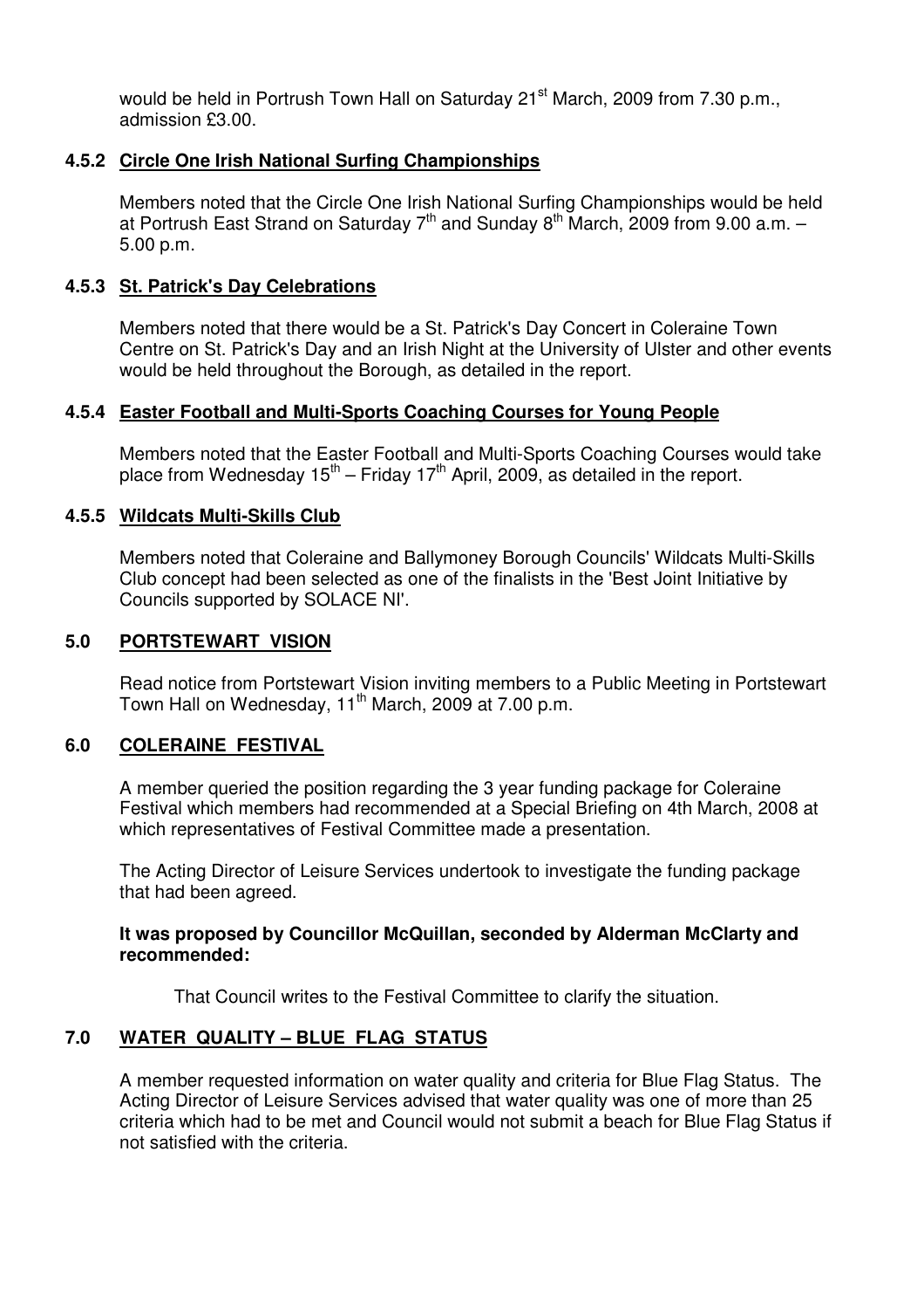would be held in Portrush Town Hall on Saturday 21st March, 2009 from 7.30 p.m., admission £3.00.

### 4.5.2 Circle One Irish National Surfing Championships

Members noted that the Circle One Irish National Surfing Championships would be held at Portrush East Strand on Saturday 7th and Sunday 8th March, 2009 from 9.00 a.m. – 5.00 p.m.

### 4.5.3 St. Patrick's Day Celebrations

Members noted that there would be a St. Patrick's Day Concert in Coleraine Town Centre on St. Patrick's Day and an Irish Night at the University of Ulster and other events would be held throughout the Borough, as detailed in the report.

### 4.5.4 Easter Football and Multi-Sports Coaching Courses for Young People

Members noted that the Easter Football and Multi-Sports Coaching Courses would take place from Wednesday 15th – Friday 17th April, 2009, as detailed in the report.

### 4.5.5 Wildcats Multi-Skills Club

Members noted that Coleraine and Ballymoney Borough Councils' Wildcats Multi-Skills Club concept had been selected as one of the finalists in the 'Best Joint Initiative by Councils supported by SOLACE NI'.

## 5.0 PORTSTEWART VISION

Read notice from Portstewart Vision inviting members to a Public Meeting in Portstewart Town Hall on Wednesday, 11th March, 2009 at 7.00 p.m.

## 6.0 COLERAINE FESTIVAL

A member queried the position regarding the 3 year funding package for Coleraine Festival which members had recommended at a Special Briefing on 4th March, 2008 at which representatives of Festival Committee made a presentation.

The Acting Director of Leisure Services undertook to investigate the funding package that had been agreed.

**It was proposed by Councillor McQuillan, seconded by Alderman McClarty and recommended:**

That Council writes to the Festival Committee to clarify the situation.

## 7.0 WATER QUALITY – BLUE FLAG STATUS

A member requested information on water quality and criteria for Blue Flag Status. The Acting Director of Leisure Services advised that water quality was one of more than 25 criteria which had to be met and Council would not submit a beach for Blue Flag Status if not satisfied with the criteria.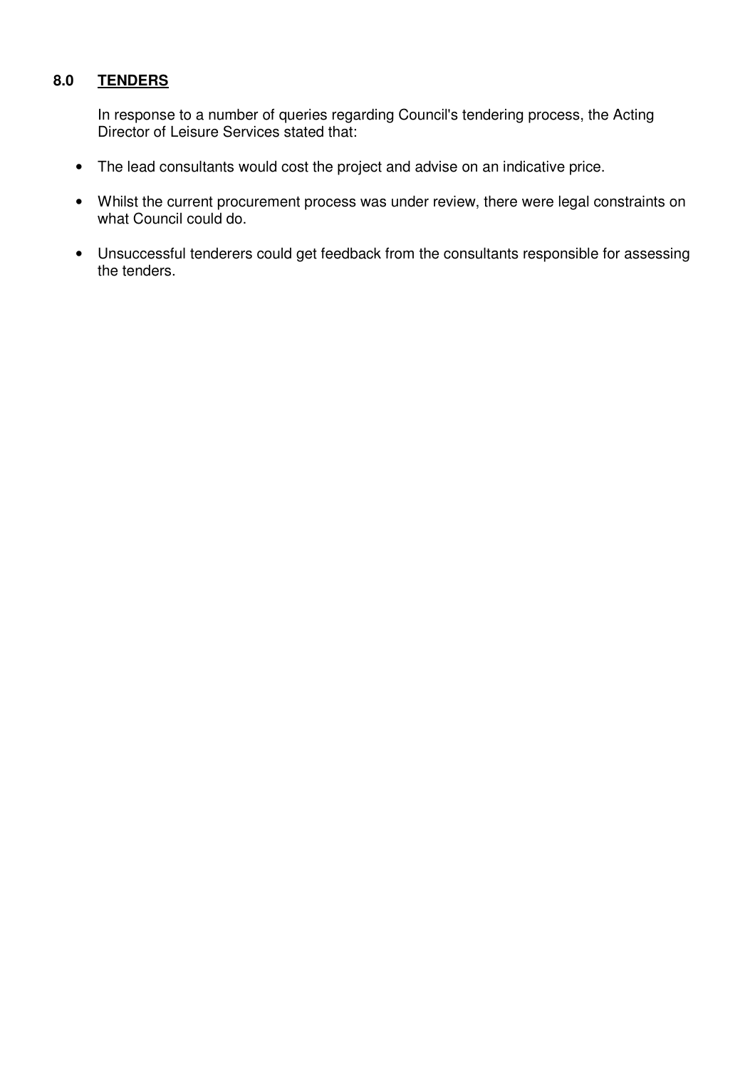## 8.0 <u>TENDERS</u>

In response to a number of queries regarding Council's tendering process, the Acting Director of Leisure Services stated that:

- The lead consultants would cost the project and advise on an indicative price.
- Whilst the current procurement process was under review, there were legal constraints on what Council could do.
- Unsuccessful tenderers could get feedback from the consultants responsible for assessing the tenders.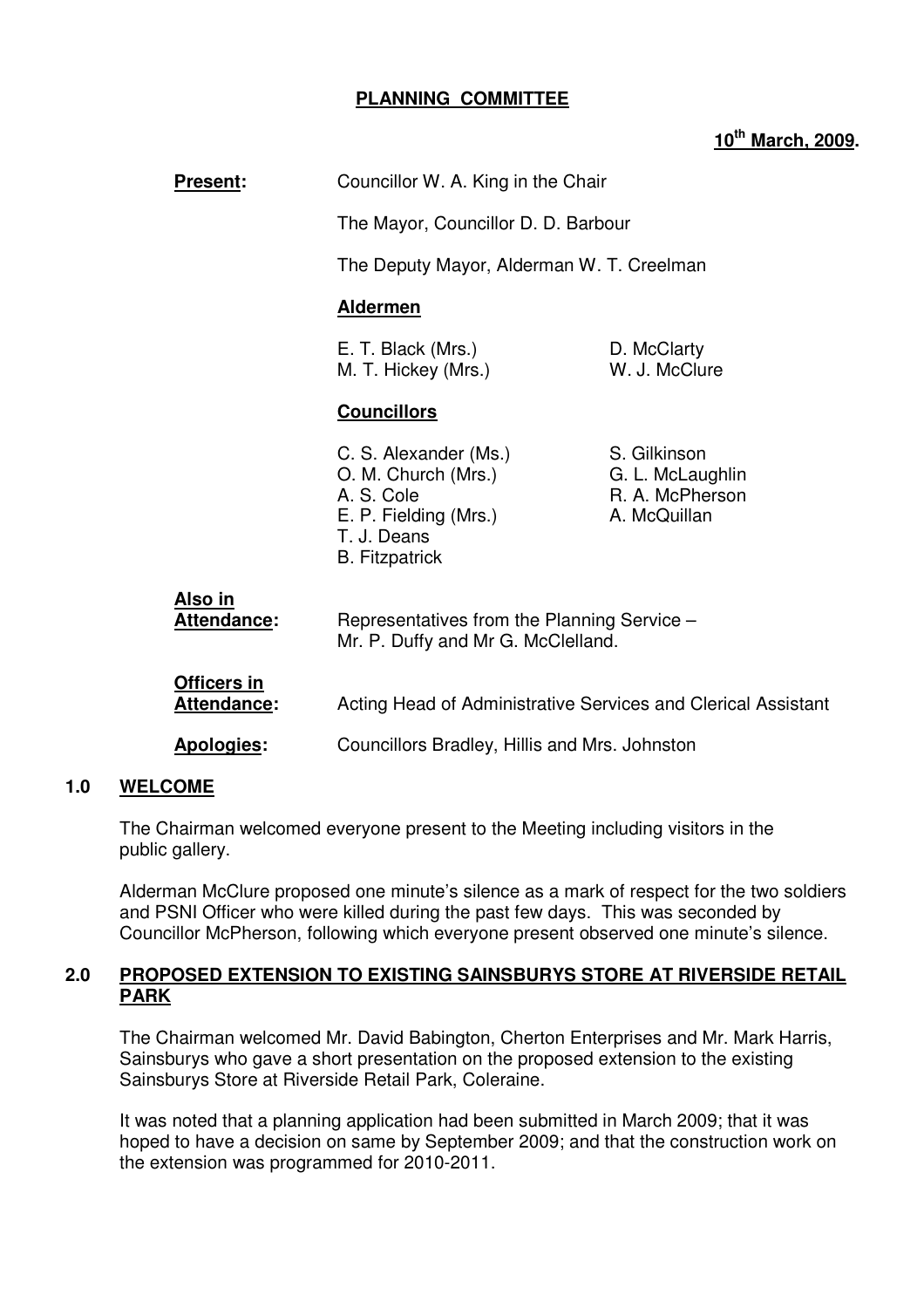**PLANNING COMMITTEE**

**10th March, 2009.**

**Present:** Councillor W. A. King in the Chair

The Mayor, Councillor D. D. Barbour

The Deputy Mayor, Alderman W. T. Creelman

**Aldermen**

E. T. Black (Mrs.)
M. T. Hickey (Mrs.)
D. McClarty
W. J. McClure

**Councillors**

C. S. Alexander (Ms.)
O. M. Church (Mrs.)
A. S. Cole
E. P. Fielding (Mrs.)
T. J. Deans
B. Fitzpatrick
S. Gilkinson
G. L. McLaughlin
R. A. McPherson
A. McQuillan

**Also in Attendance:** Representatives from the Planning Service – Mr. P. Duffy and Mr G. McClelland.

**Officers in Attendance:** Acting Head of Administrative Services and Clerical Assistant

**Apologies:** Councillors Bradley, Hillis and Mrs. Johnston

## 1.0 WELCOME

The Chairman welcomed everyone present to the Meeting including visitors in the public gallery.

Alderman McClure proposed one minute's silence as a mark of respect for the two soldiers and PSNI Officer who were killed during the past few days. This was seconded by Councillor McPherson, following which everyone present observed one minute's silence.

## 2.0 PROPOSED EXTENSION TO EXISTING SAINSBURYS STORE AT RIVERSIDE RETAIL PARK

The Chairman welcomed Mr. David Babington, Cherton Enterprises and Mr. Mark Harris, Sainsburys who gave a short presentation on the proposed extension to the existing Sainsburys Store at Riverside Retail Park, Coleraine.

It was noted that a planning application had been submitted in March 2009; that it was hoped to have a decision on same by September 2009; and that the construction work on the extension was programmed for 2010-2011.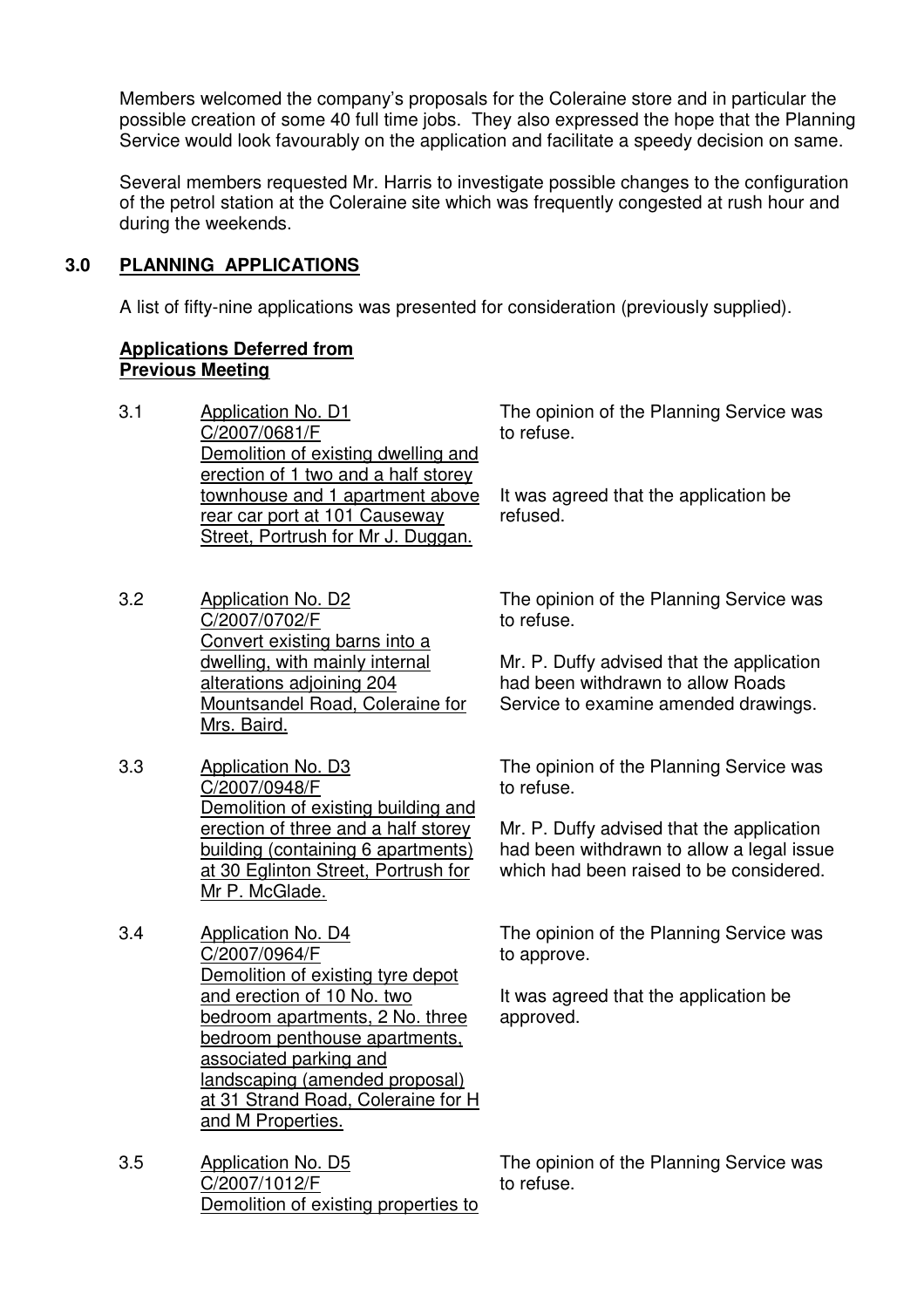Members welcomed the company's proposals for the Coleraine store and in particular the possible creation of some 40 full time jobs. They also expressed the hope that the Planning Service would look favourably on the application and facilitate a speedy decision on same.

Several members requested Mr. Harris to investigate possible changes to the configuration of the petrol station at the Coleraine site which was frequently congested at rush hour and during the weekends.

## 3.0 PLANNING APPLICATIONS

A list of fifty-nine applications was presented for consideration (previously supplied).

**Applications Deferred from Previous Meeting**

3.1 Application No. D1
C/2007/0681/F
Demolition of existing dwelling and erection of 1 two and a half storey townhouse and 1 apartment above rear car port at 101 Causeway Street, Portrush for Mr J. Duggan.

The opinion of the Planning Service was to refuse.

It was agreed that the application be refused.

3.2 Application No. D2
C/2007/0702/F
Convert existing barns into a dwelling, with mainly internal alterations adjoining 204 Mountsandel Road, Coleraine for Mrs. Baird.

The opinion of the Planning Service was to refuse.

Mr. P. Duffy advised that the application had been withdrawn to allow Roads Service to examine amended drawings.

3.3 Application No. D3
C/2007/0948/F
Demolition of existing building and erection of three and a half storey building (containing 6 apartments) at 30 Eglinton Street, Portrush for Mr P. McGlade.

The opinion of the Planning Service was to refuse.

Mr. P. Duffy advised that the application had been withdrawn to allow a legal issue which had been raised to be considered.

3.4 Application No. D4
C/2007/0964/F
Demolition of existing tyre depot and erection of 10 No. two bedroom apartments, 2 No. three bedroom penthouse apartments, associated parking and landscaping (amended proposal) at 31 Strand Road, Coleraine for H and M Properties.

The opinion of the Planning Service was to approve.

It was agreed that the application be approved.

3.5 Application No. D5
C/2007/1012/F
Demolition of existing properties to

The opinion of the Planning Service was to refuse.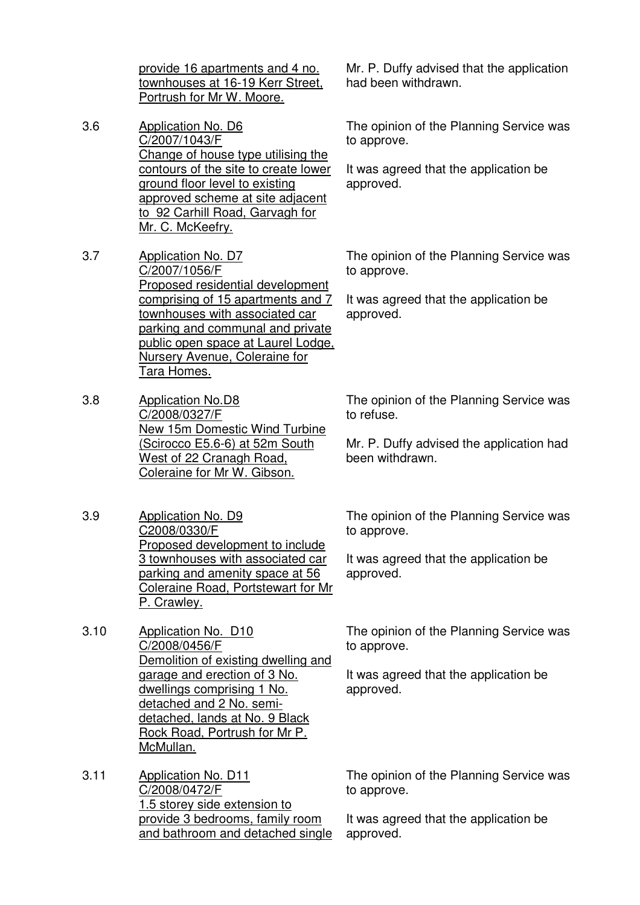| | | |
|---|---|---|
| | provide 16 apartments and 4 no. townhouses at 16-19 Kerr Street, Portrush for Mr W. Moore. | Mr. P. Duffy advised that the application had been withdrawn. |
| 3.6 | Application No. D6<br>C/2007/1043/F<br>Change of house type utilising the contours of the site to create lower ground floor level to existing approved scheme at site adjacent to 92 Carhill Road, Garvagh for Mr. C. McKeefry. | The opinion of the Planning Service was to approve.<br><br>It was agreed that the application be approved. |
| 3.7 | Application No. D7<br>C/2007/1056/F<br>Proposed residential development comprising of 15 apartments and 7 townhouses with associated car parking and communal and private public open space at Laurel Lodge, Nursery Avenue, Coleraine for Tara Homes. | The opinion of the Planning Service was to approve.<br><br>It was agreed that the application be approved. |
| 3.8 | Application No.D8<br>C/2008/0327/F<br>New 15m Domestic Wind Turbine (Scirocco E5.6-6) at 52m South West of 22 Cranagh Road, Coleraine for Mr W. Gibson. | The opinion of the Planning Service was to refuse.<br><br>Mr. P. Duffy advised the application had been withdrawn. |
| 3.9 | Application No. D9<br>C2008/0330/F<br>Proposed development to include 3 townhouses with associated car parking and amenity space at 56 Coleraine Road, Portstewart for Mr P. Crawley. | The opinion of the Planning Service was to approve.<br><br>It was agreed that the application be approved. |
| 3.10 | Application No. D10<br>C/2008/0456/F<br>Demolition of existing dwelling and garage and erection of 3 No. dwellings comprising 1 No. detached and 2 No. semi-detached, lands at No. 9 Black Rock Road, Portrush for Mr P. McMullan. | The opinion of the Planning Service was to approve.<br><br>It was agreed that the application be approved. |
| 3.11 | Application No. D11<br>C/2008/0472/F<br>1.5 storey side extension to provide 3 bedrooms, family room and bathroom and detached single | The opinion of the Planning Service was to approve.<br><br>It was agreed that the application be approved. |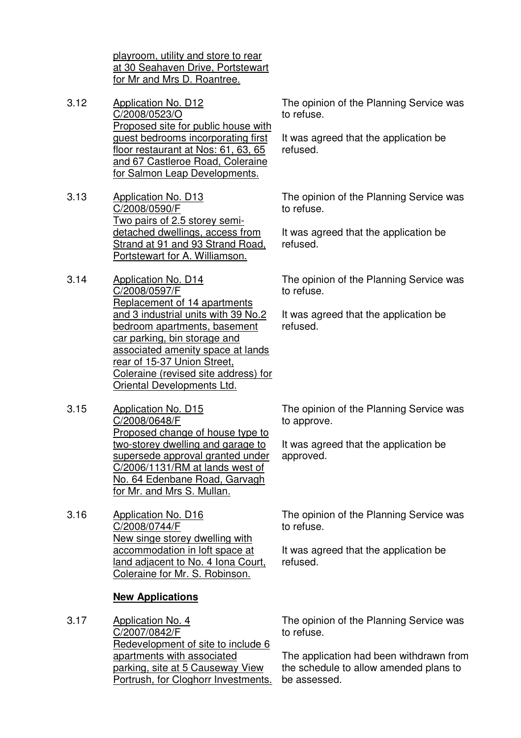playroom, utility and store to rear at 30 Seahaven Drive, Portstewart for Mr and Mrs D. Roantree.

| | | |
|---|---|---|
| 3.12 | Application No. D12<br>C/2008/0523/O<br>Proposed site for public house with guest bedrooms incorporating first floor restaurant at Nos: 61, 63, 65 and 67 Castleroe Road, Coleraine for Salmon Leap Developments. | The opinion of the Planning Service was to refuse.<br><br>It was agreed that the application be refused. |
| 3.13 | Application No. D13<br>C/2008/0590/F<br>Two pairs of 2.5 storey semi-detached dwellings, access from Strand at 91 and 93 Strand Road, Portstewart for A. Williamson. | The opinion of the Planning Service was to refuse.<br><br>It was agreed that the application be refused. |
| 3.14 | Application No. D14<br>C/2008/0597/F<br>Replacement of 14 apartments and 3 industrial units with 39 No.2 bedroom apartments, basement car parking, bin storage and associated amenity space at lands rear of 15-37 Union Street, Coleraine (revised site address) for Oriental Developments Ltd. | The opinion of the Planning Service was to refuse.<br><br>It was agreed that the application be refused. |
| 3.15 | Application No. D15<br>C/2008/0648/F<br>Proposed change of house type to two-storey dwelling and garage to supersede approval granted under C/2006/1131/RM at lands west of No. 64 Edenbane Road, Garvagh for Mr. and Mrs S. Mullan. | The opinion of the Planning Service was to approve.<br><br>It was agreed that the application be approved. |
| 3.16 | Application No. D16<br>C/2008/0744/F<br>New singe storey dwelling with accommodation in loft space at land adjacent to No. 4 Iona Court, Coleraine for Mr. S. Robinson. | The opinion of the Planning Service was to refuse.<br><br>It was agreed that the application be refused. |

**New Applications**

| | | |
|---|---|---|
| 3.17 | Application No. 4<br>C/2007/0842/F<br>Redevelopment of site to include 6 apartments with associated parking, site at 5 Causeway View Portrush, for Cloghorr Investments. | The opinion of the Planning Service was to refuse.<br><br>The application had been withdrawn from the schedule to allow amended plans to be assessed. |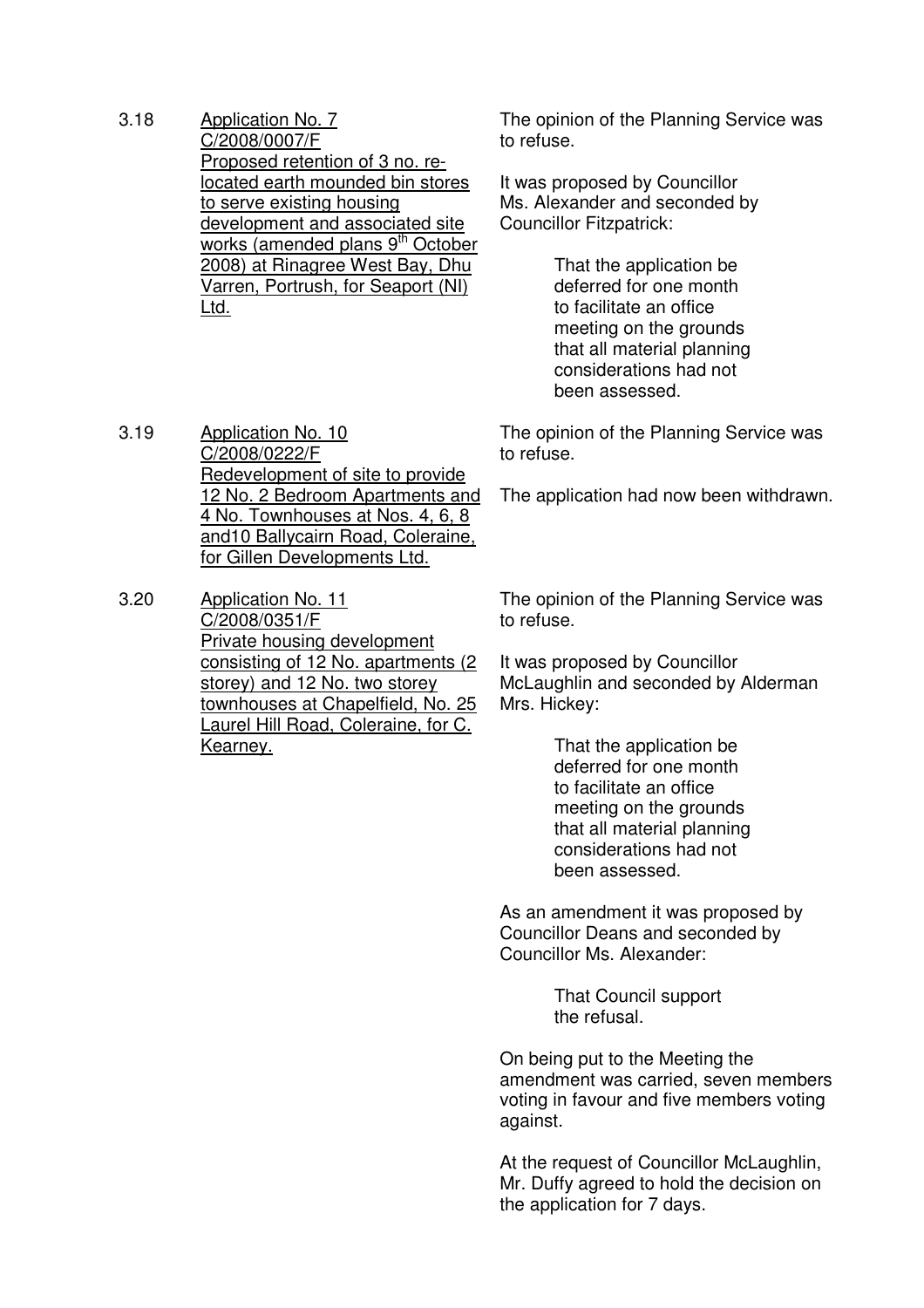3.18 <u>Application No. 7
C/2008/0007/F
Proposed retention of 3 no. re-located earth mounded bin stores to serve existing housing development and associated site works (amended plans 9th October 2008) at Rinagree West Bay, Dhu Varren, Portrush, for Seaport (NI) Ltd.</u>

The opinion of the Planning Service was to refuse.

It was proposed by Councillor Ms. Alexander and seconded by Councillor Fitzpatrick:

> That the application be deferred for one month to facilitate an office meeting on the grounds that all material planning considerations had not been assessed.

3.19 <u>Application No. 10
C/2008/0222/F
Redevelopment of site to provide 12 No. 2 Bedroom Apartments and 4 No. Townhouses at Nos. 4, 6, 8 and10 Ballycairn Road, Coleraine, for Gillen Developments Ltd.</u>

The opinion of the Planning Service was to refuse.

The application had now been withdrawn.

3.20 <u>Application No. 11
C/2008/0351/F
Private housing development consisting of 12 No. apartments (2 storey) and 12 No. two storey townhouses at Chapelfield, No. 25 Laurel Hill Road, Coleraine, for C. Kearney.</u>

The opinion of the Planning Service was to refuse.

It was proposed by Councillor McLaughlin and seconded by Alderman Mrs. Hickey:

> That the application be deferred for one month to facilitate an office meeting on the grounds that all material planning considerations had not been assessed.

As an amendment it was proposed by Councillor Deans and seconded by Councillor Ms. Alexander:

> That Council support the refusal.

On being put to the Meeting the amendment was carried, seven members voting in favour and five members voting against.

At the request of Councillor McLaughlin, Mr. Duffy agreed to hold the decision on the application for 7 days.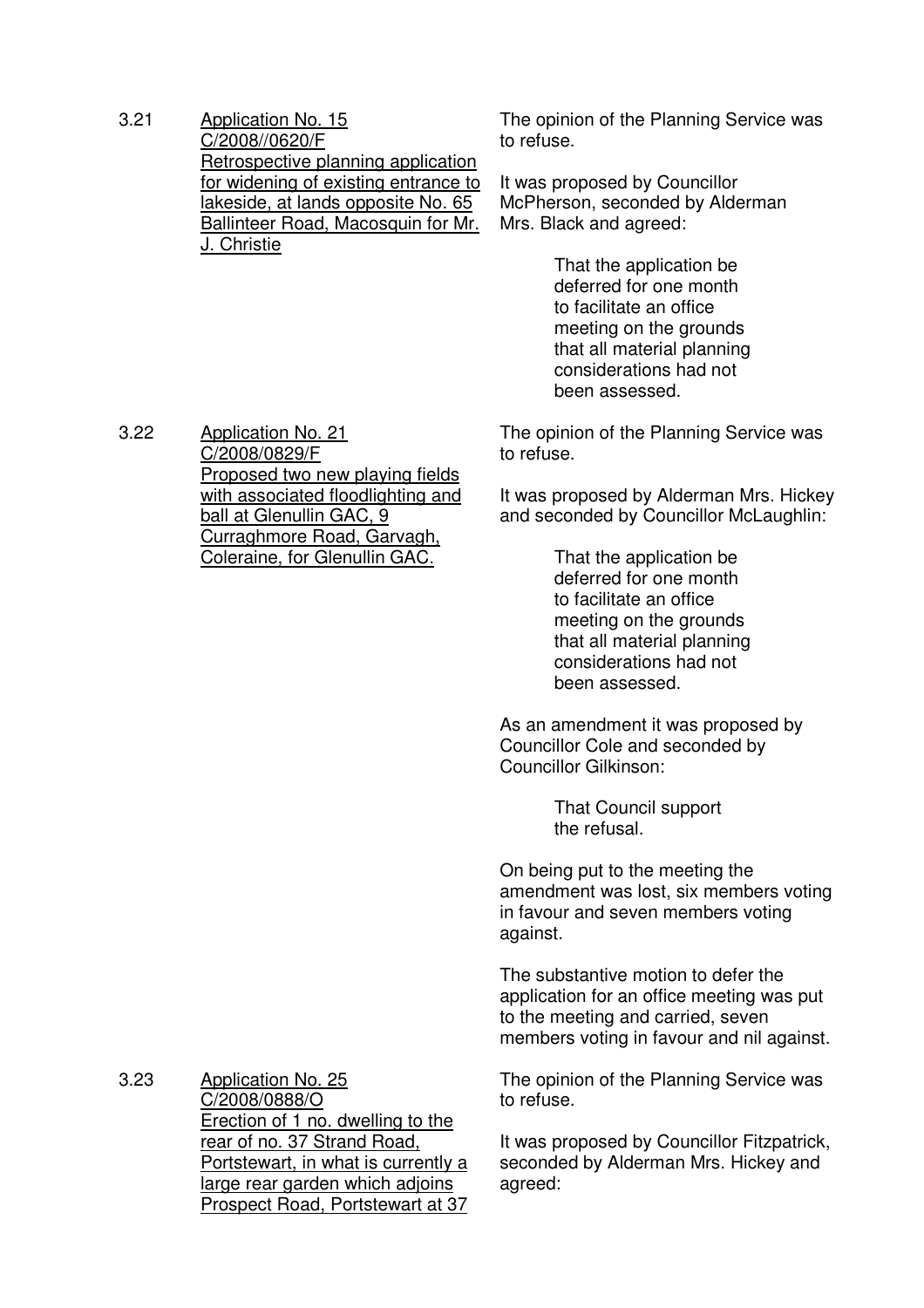3.21 <u>Application No. 15</u>
<u>C/2008//0620/F</u>
<u>Retrospective planning application for widening of existing entrance to lakeside, at lands opposite No. 65 Ballinteer Road, Macosquin for Mr. J. Christie</u>

The opinion of the Planning Service was to refuse.

It was proposed by Councillor McPherson, seconded by Alderman Mrs. Black and agreed:

> That the application be deferred for one month to facilitate an office meeting on the grounds that all material planning considerations had not been assessed.

3.22 <u>Application No. 21</u>
<u>C/2008/0829/F</u>
<u>Proposed two new playing fields with associated floodlighting and ball at Glenullin GAC, 9 Curraghmore Road, Garvagh, Coleraine, for Glenullin GAC.</u>

The opinion of the Planning Service was to refuse.

It was proposed by Alderman Mrs. Hickey and seconded by Councillor McLaughlin:

> That the application be deferred for one month to facilitate an office meeting on the grounds that all material planning considerations had not been assessed.

As an amendment it was proposed by Councillor Cole and seconded by Councillor Gilkinson:

> That Council support the refusal.

On being put to the meeting the amendment was lost, six members voting in favour and seven members voting against.

The substantive motion to defer the application for an office meeting was put to the meeting and carried, seven members voting in favour and nil against.

3.23 <u>Application No. 25</u>
<u>C/2008/0888/O</u>
<u>Erection of 1 no. dwelling to the rear of no. 37 Strand Road, Portstewart, in what is currently a large rear garden which adjoins Prospect Road, Portstewart at 37</u>

The opinion of the Planning Service was to refuse.

It was proposed by Councillor Fitzpatrick, seconded by Alderman Mrs. Hickey and agreed: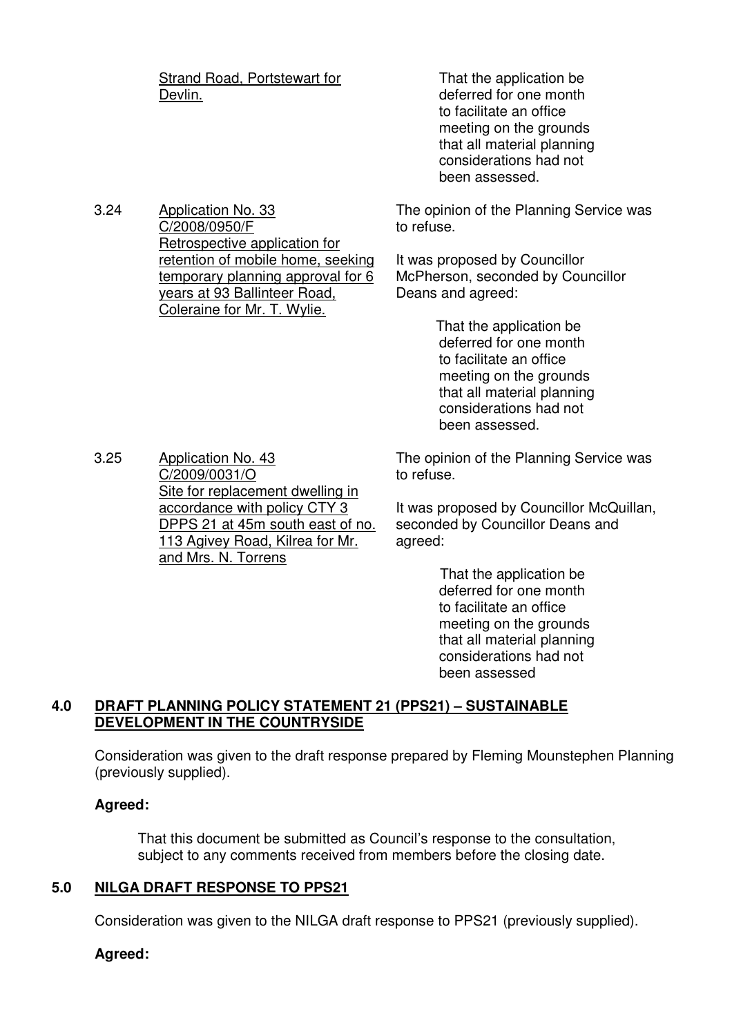| | | |
|---|---|---|
| | Strand Road, Portstewart for Devlin. | That the application be deferred for one month to facilitate an office meeting on the grounds that all material planning considerations had not been assessed. |
| 3.24 | Application No. 33 C/2008/0950/F Retrospective application for retention of mobile home, seeking temporary planning approval for 6 years at 93 Ballinteer Road, Coleraine for Mr. T. Wylie. | The opinion of the Planning Service was to refuse.<br><br>It was proposed by Councillor McPherson, seconded by Councillor Deans and agreed:<br><br>That the application be deferred for one month to facilitate an office meeting on the grounds that all material planning considerations had not been assessed. |
| 3.25 | Application No. 43 C/2009/0031/O Site for replacement dwelling in accordance with policy CTY 3 DPPS 21 at 45m south east of no. 113 Agivey Road, Kilrea for Mr. and Mrs. N. Torrens | The opinion of the Planning Service was to refuse.<br><br>It was proposed by Councillor McQuillan, seconded by Councillor Deans and agreed:<br><br>That the application be deferred for one month to facilitate an office meeting on the grounds that all material planning considerations had not been assessed |

## 4.0 DRAFT PLANNING POLICY STATEMENT 21 (PPS21) – SUSTAINABLE DEVELOPMENT IN THE COUNTRYSIDE

Consideration was given to the draft response prepared by Fleming Mounstephen Planning (previously supplied).

**Agreed:**

That this document be submitted as Council's response to the consultation, subject to any comments received from members before the closing date.

## 5.0 NILGA DRAFT RESPONSE TO PPS21

Consideration was given to the NILGA draft response to PPS21 (previously supplied).

**Agreed:**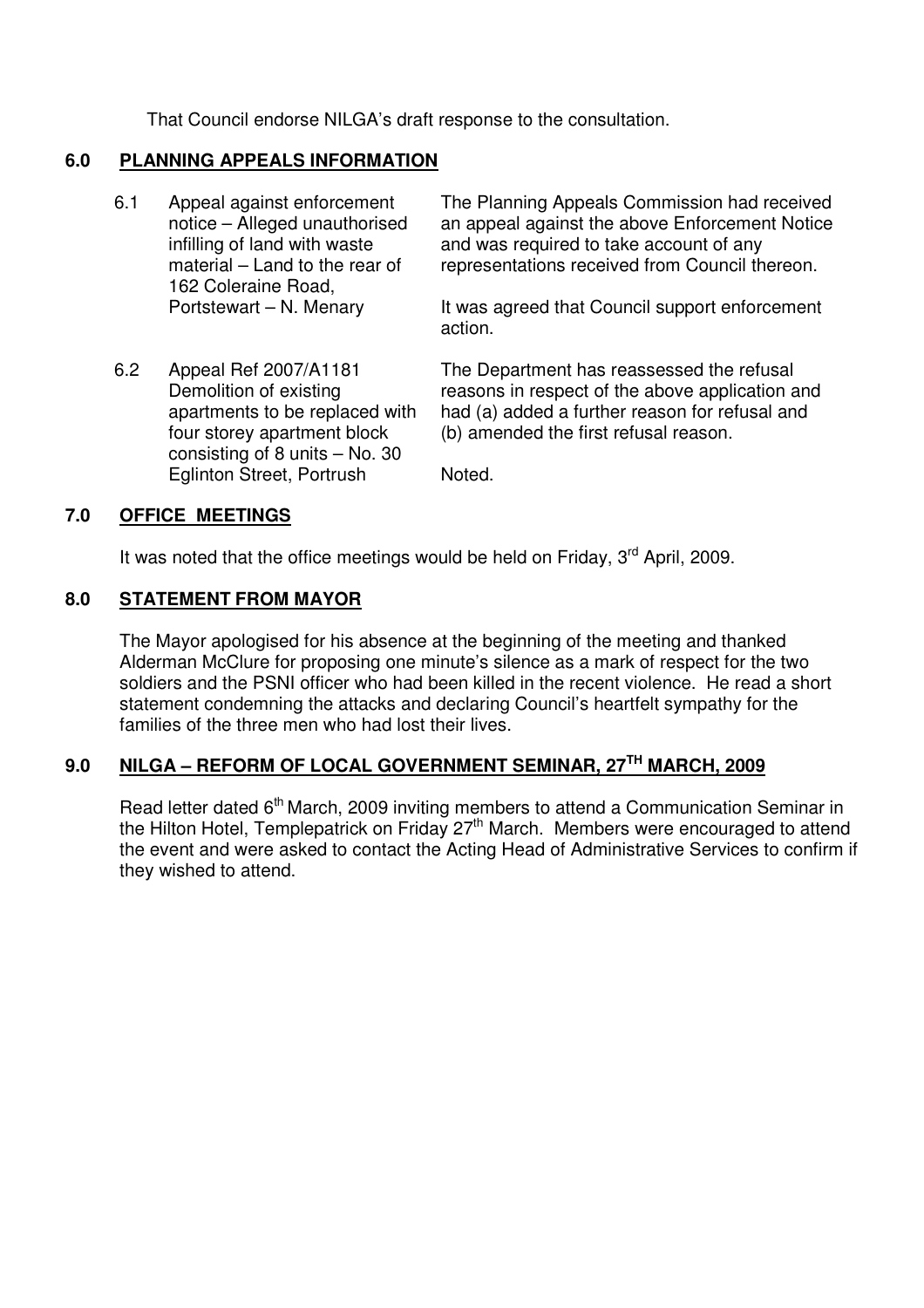That Council endorse NILGA's draft response to the consultation.

## 6.0 PLANNING APPEALS INFORMATION

| | | |
|---|---|---|
| 6.1 | Appeal against enforcement notice – Alleged unauthorised infilling of land with waste material – Land to the rear of 162 Coleraine Road, Portstewart – N. Menary | The Planning Appeals Commission had received an appeal against the above Enforcement Notice and was required to take account of any representations received from Council thereon.<br><br>It was agreed that Council support enforcement action. |
| 6.2 | Appeal Ref 2007/A1181 Demolition of existing apartments to be replaced with four storey apartment block consisting of 8 units – No. 30 Eglinton Street, Portrush | The Department has reassessed the refusal reasons in respect of the above application and had (a) added a further reason for refusal and (b) amended the first refusal reason.<br><br>Noted. |

## 7.0 OFFICE MEETINGS

It was noted that the office meetings would be held on Friday, 3rd April, 2009.

## 8.0 STATEMENT FROM MAYOR

The Mayor apologised for his absence at the beginning of the meeting and thanked Alderman McClure for proposing one minute's silence as a mark of respect for the two soldiers and the PSNI officer who had been killed in the recent violence. He read a short statement condemning the attacks and declaring Council's heartfelt sympathy for the families of the three men who had lost their lives.

## 9.0 NILGA – REFORM OF LOCAL GOVERNMENT SEMINAR, 27TH MARCH, 2009

Read letter dated 6th March, 2009 inviting members to attend a Communication Seminar in the Hilton Hotel, Templepatrick on Friday 27th March. Members were encouraged to attend the event and were asked to contact the Acting Head of Administrative Services to confirm if they wished to attend.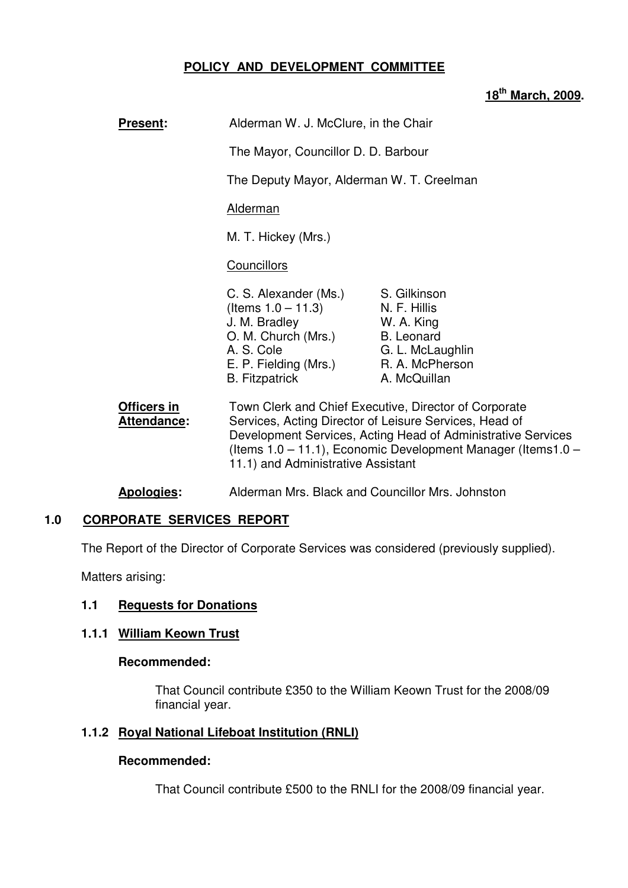# POLICY AND DEVELOPMENT COMMITTEE

**18th March, 2009.**

**Present:** Alderman W. J. McClure, in the Chair

The Mayor, Councillor D. D. Barbour

The Deputy Mayor, Alderman W. T. Creelman

Alderman

M. T. Hickey (Mrs.)

Councillors

| | |
|---|---|
| C. S. Alexander (Ms.) (Items 1.0 – 11.3) | S. Gilkinson |
| J. M. Bradley | N. F. Hillis |
| O. M. Church (Mrs.) | W. A. King |
| A. S. Cole | B. Leonard |
| E. P. Fielding (Mrs.) | G. L. McLaughlin |
| B. Fitzpatrick | R. A. McPherson |
| | A. McQuillan |

**Officers in Attendance:** Town Clerk and Chief Executive, Director of Corporate Services, Acting Director of Leisure Services, Head of Development Services, Acting Head of Administrative Services (Items 1.0 – 11.1), Economic Development Manager (Items1.0 – 11.1) and Administrative Assistant

**Apologies:** Alderman Mrs. Black and Councillor Mrs. Johnston

## 1.0 CORPORATE SERVICES REPORT

The Report of the Director of Corporate Services was considered (previously supplied).

Matters arising:

### 1.1 Requests for Donations

#### 1.1.1 William Keown Trust

**Recommended:**

That Council contribute £350 to the William Keown Trust for the 2008/09 financial year.

#### 1.1.2 Royal National Lifeboat Institution (RNLI)

**Recommended:**

That Council contribute £500 to the RNLI for the 2008/09 financial year.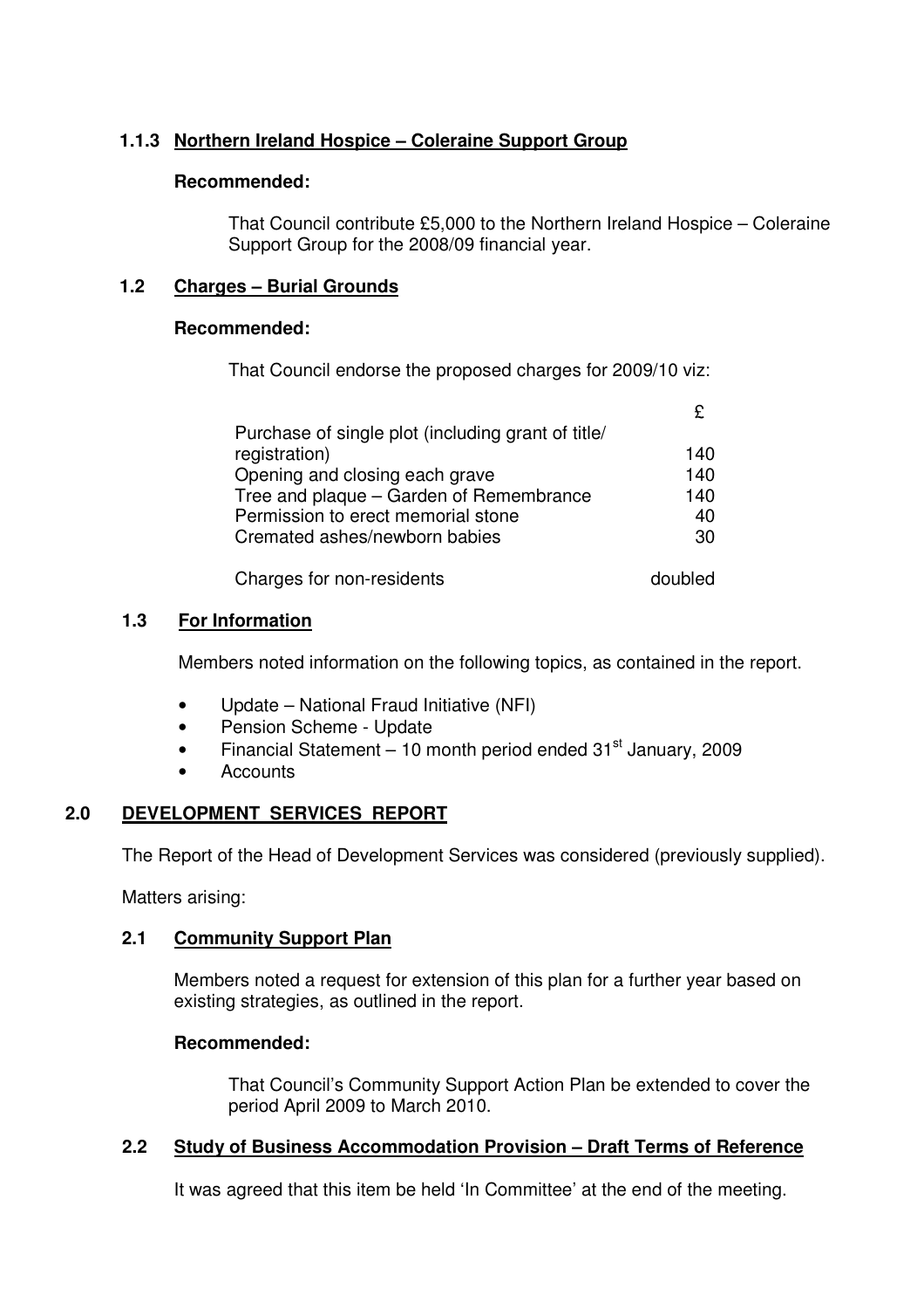### 1.1.3 Northern Ireland Hospice – Coleraine Support Group

**Recommended:**

That Council contribute £5,000 to the Northern Ireland Hospice – Coleraine Support Group for the 2008/09 financial year.

### 1.2 Charges – Burial Grounds

**Recommended:**

That Council endorse the proposed charges for 2009/10 viz:

| | £ |
|---|---|
| Purchase of single plot (including grant of title/ registration) | 140 |
| Opening and closing each grave | 140 |
| Tree and plaque – Garden of Remembrance | 140 |
| Permission to erect memorial stone | 40 |
| Cremated ashes/newborn babies | 30 |
| Charges for non-residents | doubled |

### 1.3 For Information

Members noted information on the following topics, as contained in the report.

- Update – National Fraud Initiative (NFI)
- Pension Scheme - Update
- Financial Statement – 10 month period ended 31st January, 2009
- Accounts

## 2.0 DEVELOPMENT SERVICES REPORT

The Report of the Head of Development Services was considered (previously supplied).

Matters arising:

### 2.1 Community Support Plan

Members noted a request for extension of this plan for a further year based on existing strategies, as outlined in the report.

**Recommended:**

That Council's Community Support Action Plan be extended to cover the period April 2009 to March 2010.

### 2.2 Study of Business Accommodation Provision – Draft Terms of Reference

It was agreed that this item be held 'In Committee' at the end of the meeting.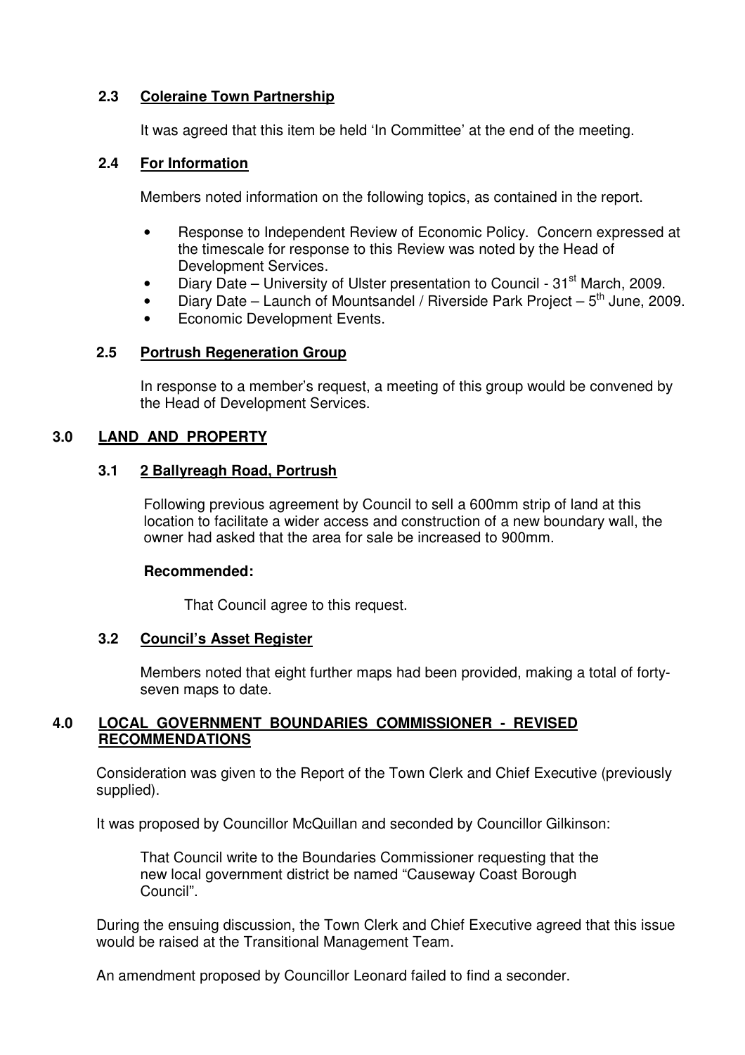### 2.3 Coleraine Town Partnership

It was agreed that this item be held 'In Committee' at the end of the meeting.

### 2.4 For Information

Members noted information on the following topics, as contained in the report.

- Response to Independent Review of Economic Policy. Concern expressed at the timescale for response to this Review was noted by the Head of Development Services.
- Diary Date – University of Ulster presentation to Council - 31st March, 2009.
- Diary Date – Launch of Mountsandel / Riverside Park Project – 5th June, 2009.
- Economic Development Events.

### 2.5 Portrush Regeneration Group

In response to a member's request, a meeting of this group would be convened by the Head of Development Services.

## 3.0 LAND AND PROPERTY

### 3.1 2 Ballyreagh Road, Portrush

Following previous agreement by Council to sell a 600mm strip of land at this location to facilitate a wider access and construction of a new boundary wall, the owner had asked that the area for sale be increased to 900mm.

**Recommended:**

That Council agree to this request.

### 3.2 Council's Asset Register

Members noted that eight further maps had been provided, making a total of forty-seven maps to date.

## 4.0 LOCAL GOVERNMENT BOUNDARIES COMMISSIONER - REVISED RECOMMENDATIONS

Consideration was given to the Report of the Town Clerk and Chief Executive (previously supplied).

It was proposed by Councillor McQuillan and seconded by Councillor Gilkinson:

> That Council write to the Boundaries Commissioner requesting that the new local government district be named "Causeway Coast Borough Council".

During the ensuing discussion, the Town Clerk and Chief Executive agreed that this issue would be raised at the Transitional Management Team.

An amendment proposed by Councillor Leonard failed to find a seconder.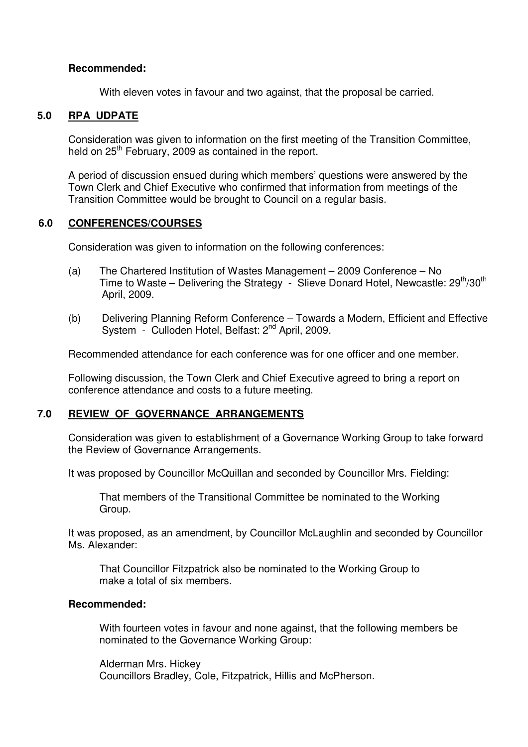**Recommended:**

With eleven votes in favour and two against, that the proposal be carried.

## 5.0 RPA UDPATE

Consideration was given to information on the first meeting of the Transition Committee, held on 25th February, 2009 as contained in the report.

A period of discussion ensued during which members' questions were answered by the Town Clerk and Chief Executive who confirmed that information from meetings of the Transition Committee would be brought to Council on a regular basis.

## 6.0 CONFERENCES/COURSES

Consideration was given to information on the following conferences:

(a) The Chartered Institution of Wastes Management – 2009 Conference – No Time to Waste – Delivering the Strategy - Slieve Donard Hotel, Newcastle: 29th/30th April, 2009.

(b) Delivering Planning Reform Conference – Towards a Modern, Efficient and Effective System - Culloden Hotel, Belfast: 2nd April, 2009.

Recommended attendance for each conference was for one officer and one member.

Following discussion, the Town Clerk and Chief Executive agreed to bring a report on conference attendance and costs to a future meeting.

## 7.0 REVIEW OF GOVERNANCE ARRANGEMENTS

Consideration was given to establishment of a Governance Working Group to take forward the Review of Governance Arrangements.

It was proposed by Councillor McQuillan and seconded by Councillor Mrs. Fielding:

That members of the Transitional Committee be nominated to the Working Group.

It was proposed, as an amendment, by Councillor McLaughlin and seconded by Councillor Ms. Alexander:

That Councillor Fitzpatrick also be nominated to the Working Group to make a total of six members.

**Recommended:**

With fourteen votes in favour and none against, that the following members be nominated to the Governance Working Group:

Alderman Mrs. Hickey
Councillors Bradley, Cole, Fitzpatrick, Hillis and McPherson.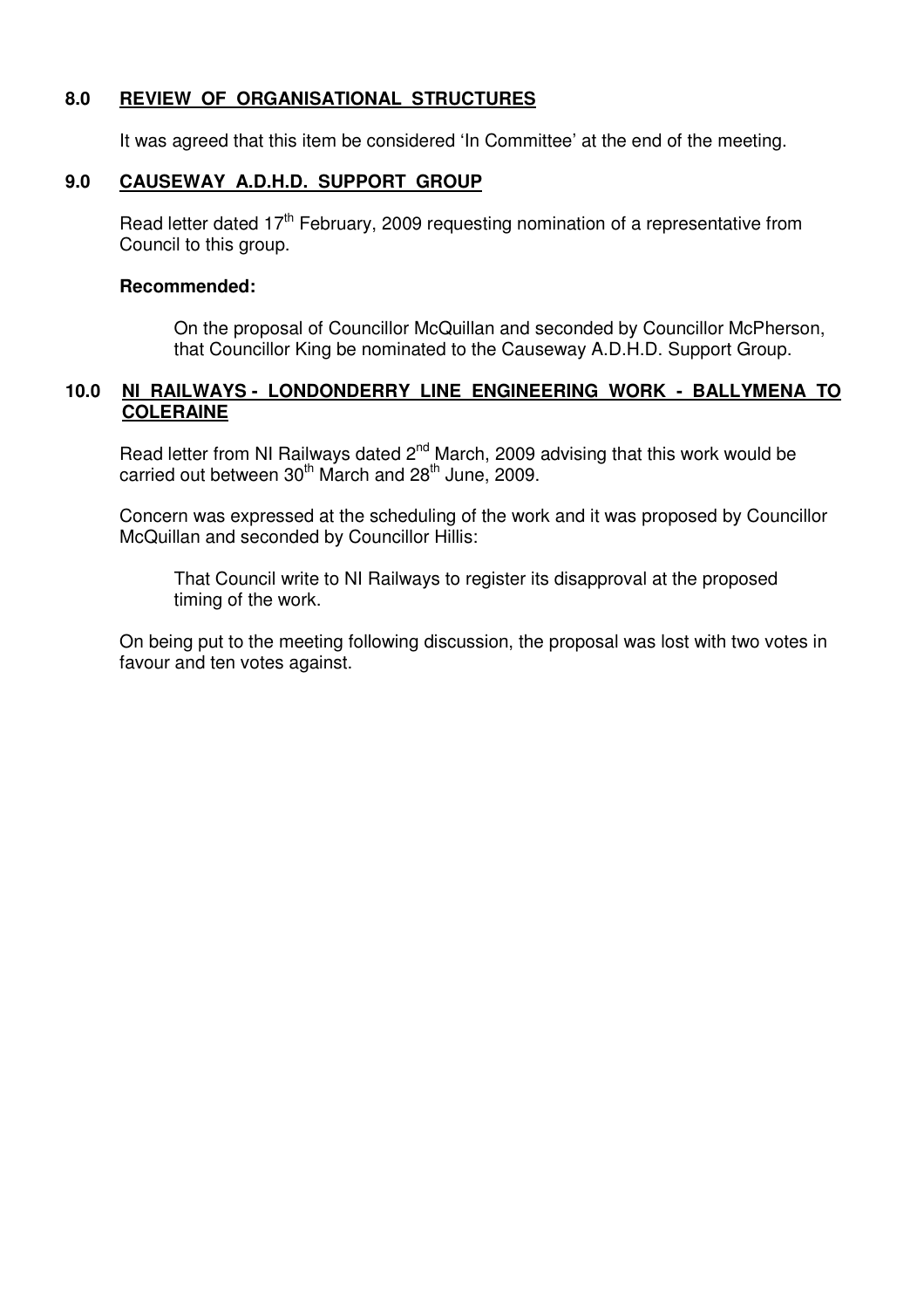## 8.0 REVIEW OF ORGANISATIONAL STRUCTURES

It was agreed that this item be considered 'In Committee' at the end of the meeting.

## 9.0 CAUSEWAY A.D.H.D. SUPPORT GROUP

Read letter dated 17th February, 2009 requesting nomination of a representative from Council to this group.

**Recommended:**

> On the proposal of Councillor McQuillan and seconded by Councillor McPherson, that Councillor King be nominated to the Causeway A.D.H.D. Support Group.

## 10.0 NI RAILWAYS - LONDONDERRY LINE ENGINEERING WORK - BALLYMENA TO COLERAINE

Read letter from NI Railways dated 2nd March, 2009 advising that this work would be carried out between 30th March and 28th June, 2009.

Concern was expressed at the scheduling of the work and it was proposed by Councillor McQuillan and seconded by Councillor Hillis:

> That Council write to NI Railways to register its disapproval at the proposed timing of the work.

On being put to the meeting following discussion, the proposal was lost with two votes in favour and ten votes against.